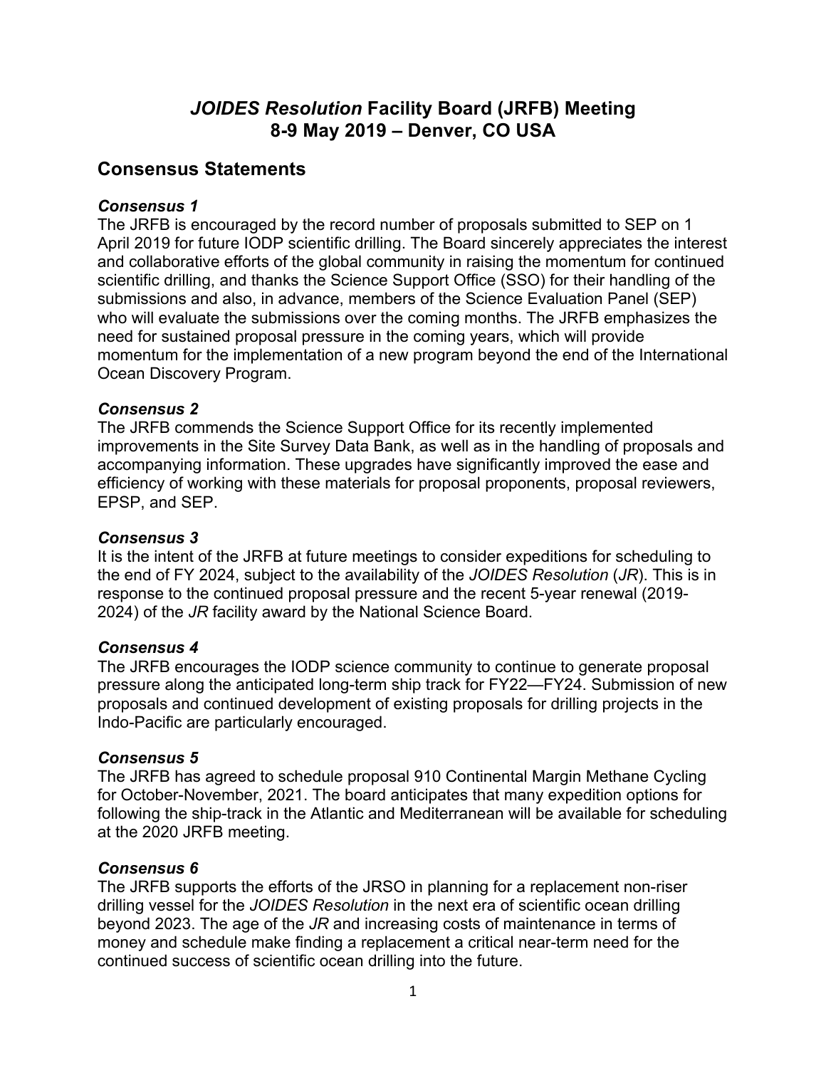# *JOIDES Resolution* Facility Board (JRFB) Meeting
# 8-9 May 2019 – Denver, CO USA

## Consensus Statements

### *Consensus 1*

The JRFB is encouraged by the record number of proposals submitted to SEP on 1 April 2019 for future IODP scientific drilling. The Board sincerely appreciates the interest and collaborative efforts of the global community in raising the momentum for continued scientific drilling, and thanks the Science Support Office (SSO) for their handling of the submissions and also, in advance, members of the Science Evaluation Panel (SEP) who will evaluate the submissions over the coming months. The JRFB emphasizes the need for sustained proposal pressure in the coming years, which will provide momentum for the implementation of a new program beyond the end of the International Ocean Discovery Program.

### *Consensus 2*

The JRFB commends the Science Support Office for its recently implemented improvements in the Site Survey Data Bank, as well as in the handling of proposals and accompanying information. These upgrades have significantly improved the ease and efficiency of working with these materials for proposal proponents, proposal reviewers, EPSP, and SEP.

### *Consensus 3*

It is the intent of the JRFB at future meetings to consider expeditions for scheduling to the end of FY 2024, subject to the availability of the *JOIDES Resolution* (*JR*). This is in response to the continued proposal pressure and the recent 5-year renewal (2019-2024) of the *JR* facility award by the National Science Board.

### *Consensus 4*

The JRFB encourages the IODP science community to continue to generate proposal pressure along the anticipated long-term ship track for FY22—FY24. Submission of new proposals and continued development of existing proposals for drilling projects in the Indo-Pacific are particularly encouraged.

### *Consensus 5*

The JRFB has agreed to schedule proposal 910 Continental Margin Methane Cycling for October-November, 2021. The board anticipates that many expedition options for following the ship-track in the Atlantic and Mediterranean will be available for scheduling at the 2020 JRFB meeting.

### *Consensus 6*

The JRFB supports the efforts of the JRSO in planning for a replacement non-riser drilling vessel for the *JOIDES Resolution* in the next era of scientific ocean drilling beyond 2023. The age of the *JR* and increasing costs of maintenance in terms of money and schedule make finding a replacement a critical near-term need for the continued success of scientific ocean drilling into the future.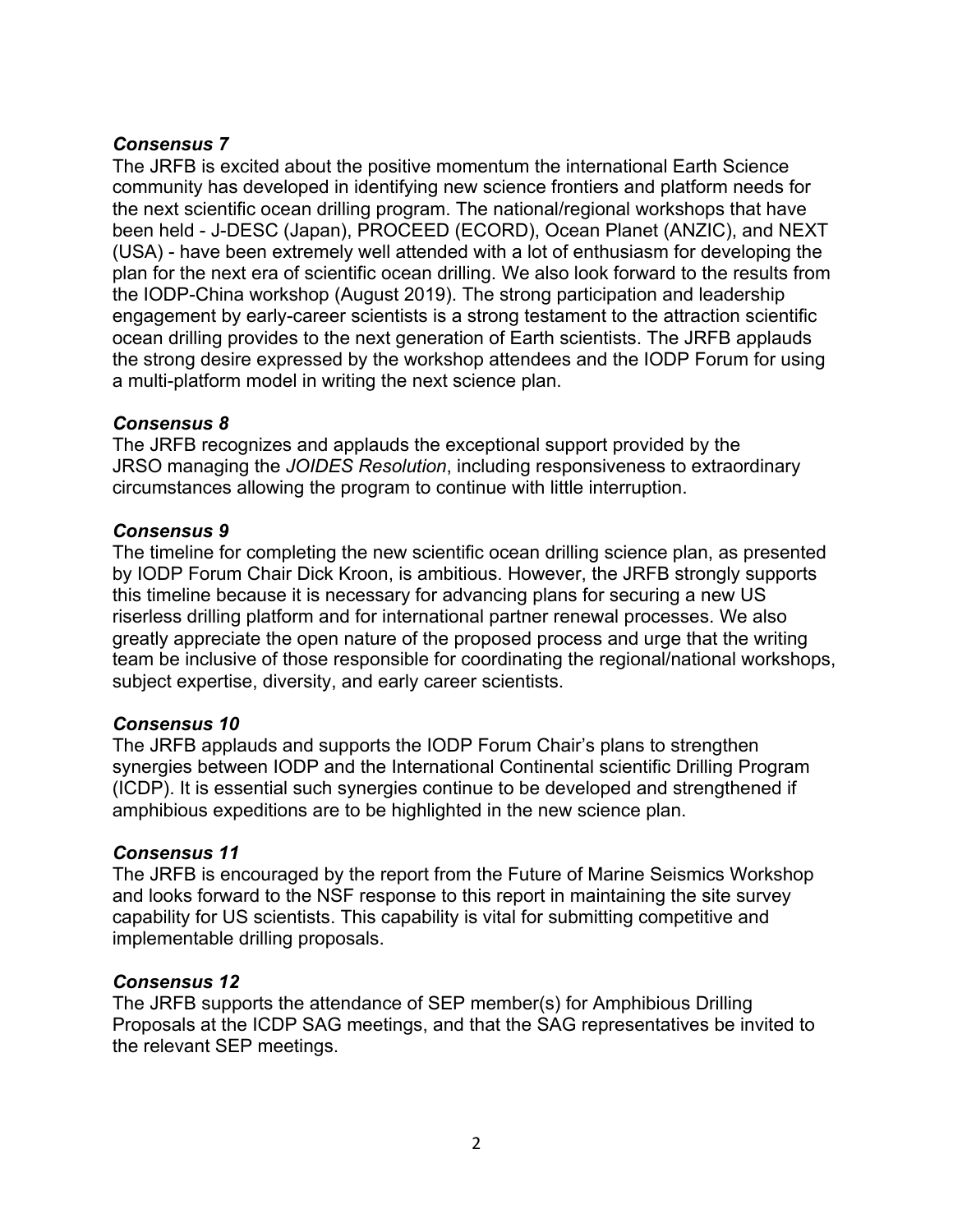***Consensus 7***

The JRFB is excited about the positive momentum the international Earth Science community has developed in identifying new science frontiers and platform needs for the next scientific ocean drilling program. The national/regional workshops that have been held - J-DESC (Japan), PROCEED (ECORD), Ocean Planet (ANZIC), and NEXT (USA) - have been extremely well attended with a lot of enthusiasm for developing the plan for the next era of scientific ocean drilling. We also look forward to the results from the IODP-China workshop (August 2019). The strong participation and leadership engagement by early-career scientists is a strong testament to the attraction scientific ocean drilling provides to the next generation of Earth scientists. The JRFB applauds the strong desire expressed by the workshop attendees and the IODP Forum for using a multi-platform model in writing the next science plan.

***Consensus 8***

The JRFB recognizes and applauds the exceptional support provided by the JRSO managing the *JOIDES Resolution*, including responsiveness to extraordinary circumstances allowing the program to continue with little interruption.

***Consensus 9***

The timeline for completing the new scientific ocean drilling science plan, as presented by IODP Forum Chair Dick Kroon, is ambitious. However, the JRFB strongly supports this timeline because it is necessary for advancing plans for securing a new US riserless drilling platform and for international partner renewal processes. We also greatly appreciate the open nature of the proposed process and urge that the writing team be inclusive of those responsible for coordinating the regional/national workshops, subject expertise, diversity, and early career scientists.

***Consensus 10***

The JRFB applauds and supports the IODP Forum Chair's plans to strengthen synergies between IODP and the International Continental scientific Drilling Program (ICDP). It is essential such synergies continue to be developed and strengthened if amphibious expeditions are to be highlighted in the new science plan.

***Consensus 11***

The JRFB is encouraged by the report from the Future of Marine Seismics Workshop and looks forward to the NSF response to this report in maintaining the site survey capability for US scientists. This capability is vital for submitting competitive and implementable drilling proposals.

***Consensus 12***

The JRFB supports the attendance of SEP member(s) for Amphibious Drilling Proposals at the ICDP SAG meetings, and that the SAG representatives be invited to the relevant SEP meetings.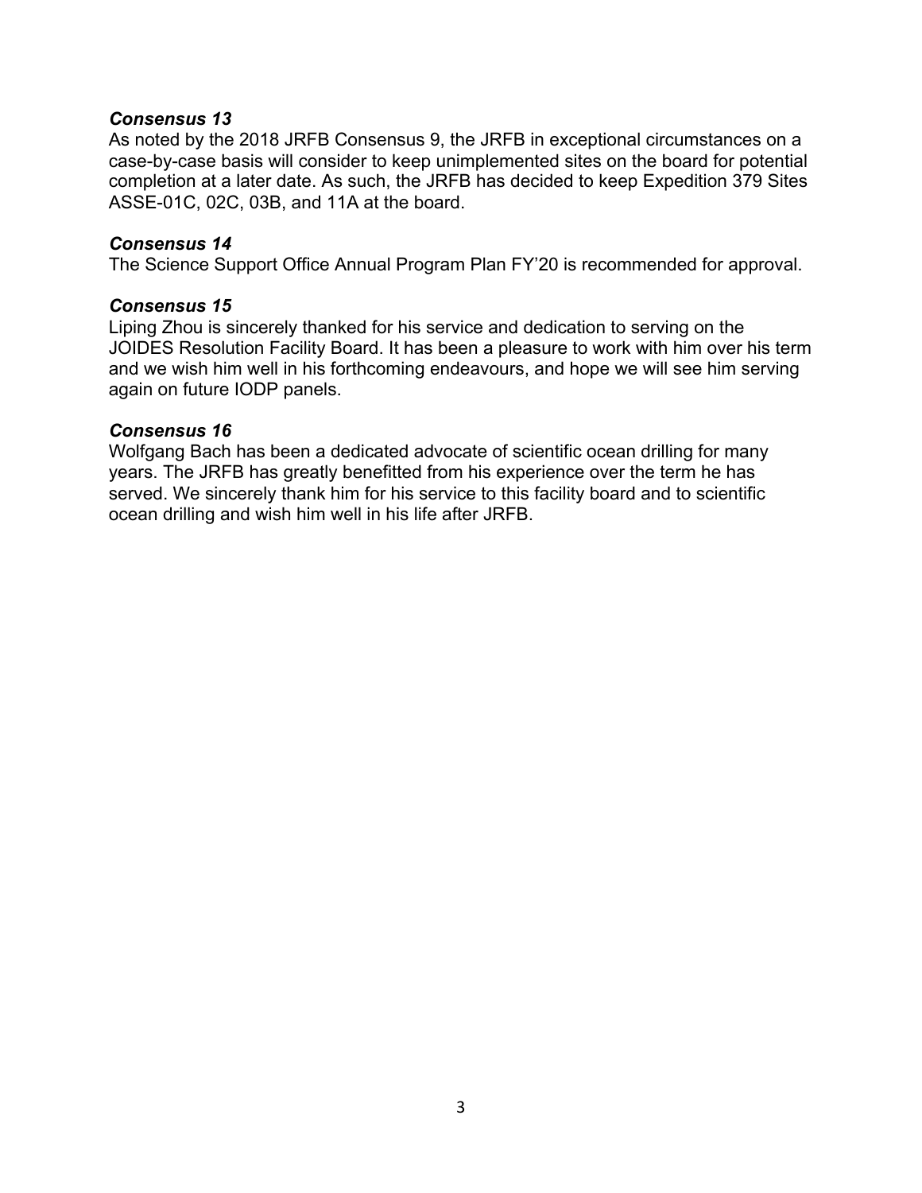***Consensus 13***

As noted by the 2018 JRFB Consensus 9, the JRFB in exceptional circumstances on a case-by-case basis will consider to keep unimplemented sites on the board for potential completion at a later date. As such, the JRFB has decided to keep Expedition 379 Sites ASSE-01C, 02C, 03B, and 11A at the board.

***Consensus 14***

The Science Support Office Annual Program Plan FY'20 is recommended for approval.

***Consensus 15***

Liping Zhou is sincerely thanked for his service and dedication to serving on the JOIDES Resolution Facility Board. It has been a pleasure to work with him over his term and we wish him well in his forthcoming endeavours, and hope we will see him serving again on future IODP panels.

***Consensus 16***

Wolfgang Bach has been a dedicated advocate of scientific ocean drilling for many years. The JRFB has greatly benefitted from his experience over the term he has served. We sincerely thank him for his service to this facility board and to scientific ocean drilling and wish him well in his life after JRFB.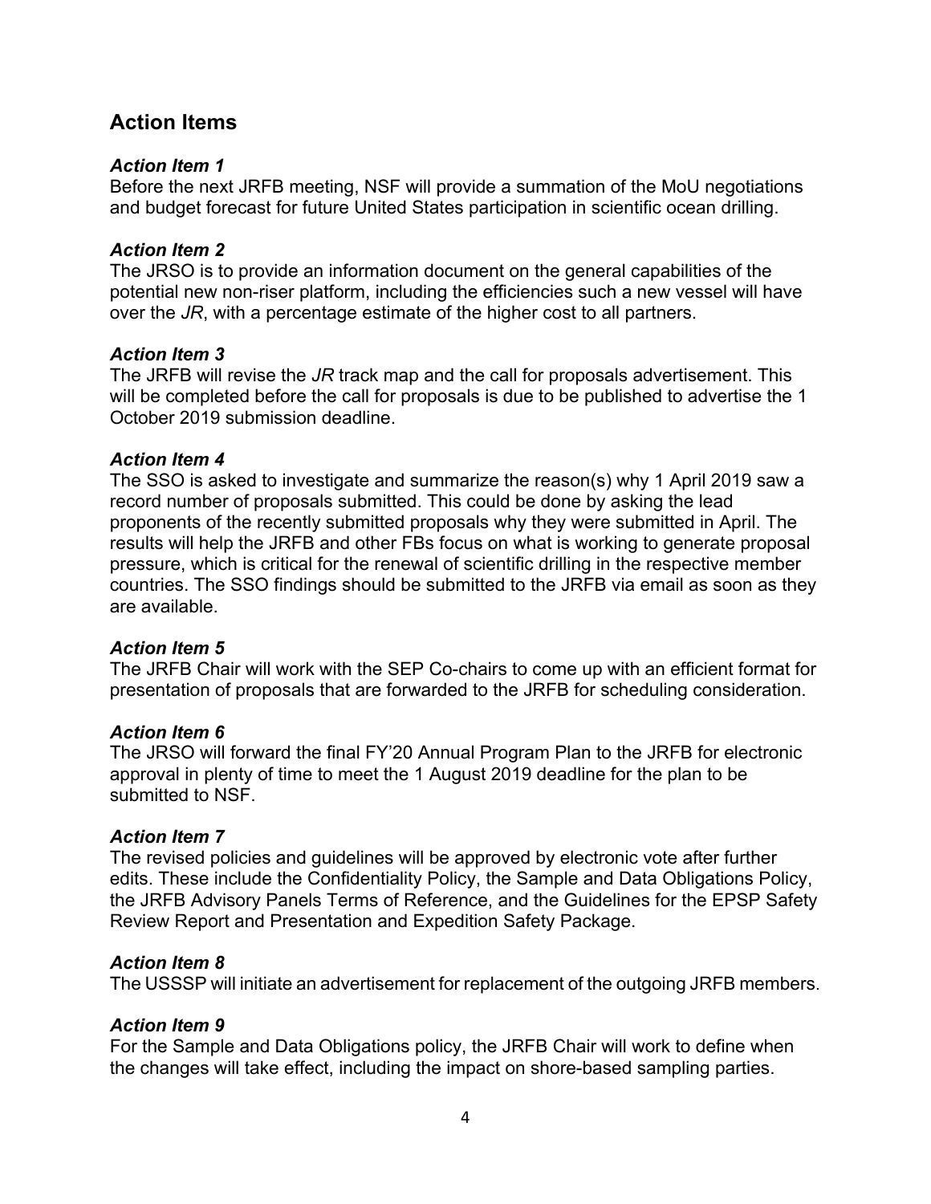## Action Items

### *Action Item 1*

Before the next JRFB meeting, NSF will provide a summation of the MoU negotiations and budget forecast for future United States participation in scientific ocean drilling.

### *Action Item 2*

The JRSO is to provide an information document on the general capabilities of the potential new non-riser platform, including the efficiencies such a new vessel will have over the *JR*, with a percentage estimate of the higher cost to all partners.

### *Action Item 3*

The JRFB will revise the *JR* track map and the call for proposals advertisement. This will be completed before the call for proposals is due to be published to advertise the 1 October 2019 submission deadline.

### *Action Item 4*

The SSO is asked to investigate and summarize the reason(s) why 1 April 2019 saw a record number of proposals submitted. This could be done by asking the lead proponents of the recently submitted proposals why they were submitted in April. The results will help the JRFB and other FBs focus on what is working to generate proposal pressure, which is critical for the renewal of scientific drilling in the respective member countries. The SSO findings should be submitted to the JRFB via email as soon as they are available.

### *Action Item 5*

The JRFB Chair will work with the SEP Co-chairs to come up with an efficient format for presentation of proposals that are forwarded to the JRFB for scheduling consideration.

### *Action Item 6*

The JRSO will forward the final FY'20 Annual Program Plan to the JRFB for electronic approval in plenty of time to meet the 1 August 2019 deadline for the plan to be submitted to NSF.

### *Action Item 7*

The revised policies and guidelines will be approved by electronic vote after further edits. These include the Confidentiality Policy, the Sample and Data Obligations Policy, the JRFB Advisory Panels Terms of Reference, and the Guidelines for the EPSP Safety Review Report and Presentation and Expedition Safety Package.

### *Action Item 8*

The USSSP will initiate an advertisement for replacement of the outgoing JRFB members.

### *Action Item 9*

For the Sample and Data Obligations policy, the JRFB Chair will work to define when the changes will take effect, including the impact on shore-based sampling parties.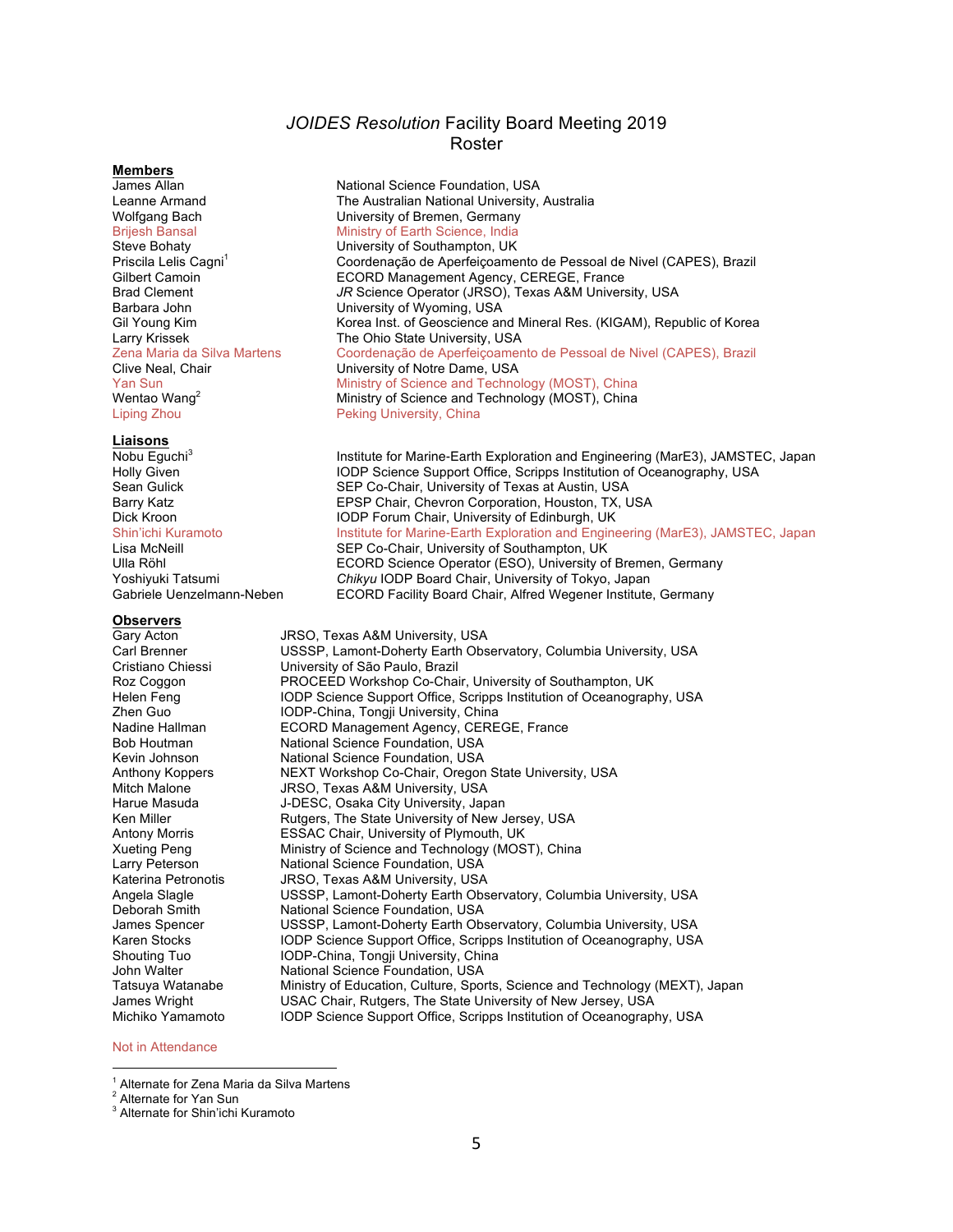# *JOIDES Resolution* Facility Board Meeting 2019
## Roster

**Members**

| | |
|---|---|
| James Allan | National Science Foundation, USA |
| Leanne Armand | The Australian National University, Australia |
| Wolfgang Bach | University of Bremen, Germany |
| Brijesh Bansal | Ministry of Earth Science, India |
| Steve Bohaty | University of Southampton, UK |
| Priscila Lelis Cagni[1] | Coordenação de Aperfeiçoamento de Pessoal de Nivel (CAPES), Brazil |
| Gilbert Camoin | ECORD Management Agency, CEREGE, France |
| Brad Clement | *JR* Science Operator (JRSO), Texas A&M University, USA |
| Barbara John | University of Wyoming, USA |
| Gil Young Kim | Korea Inst. of Geoscience and Mineral Res. (KIGAM), Republic of Korea |
| Larry Krissek | The Ohio State University, USA |
| Zena Maria da Silva Martens | Coordenação de Aperfeiçoamento de Pessoal de Nivel (CAPES), Brazil |
| Clive Neal, Chair | University of Notre Dame, USA |
| Yan Sun | Ministry of Science and Technology (MOST), China |
| Wentao Wang[2] | Ministry of Science and Technology (MOST), China |
| Liping Zhou | Peking University, China |

**Liaisons**

| | |
|---|---|
| Nobu Eguchi[3] | Institute for Marine-Earth Exploration and Engineering (MarE3), JAMSTEC, Japan |
| Holly Given | IODP Science Support Office, Scripps Institution of Oceanography, USA |
| Sean Gulick | SEP Co-Chair, University of Texas at Austin, USA |
| Barry Katz | EPSP Chair, Chevron Corporation, Houston, TX, USA |
| Dick Kroon | IODP Forum Chair, University of Edinburgh, UK |
| Shin'ichi Kuramoto | Institute for Marine-Earth Exploration and Engineering (MarE3), JAMSTEC, Japan |
| Lisa McNeill | SEP Co-Chair, University of Southampton, UK |
| Ulla Röhl | ECORD Science Operator (ESO), University of Bremen, Germany |
| Yoshiyuki Tatsumi | *Chikyu* IODP Board Chair, University of Tokyo, Japan |
| Gabriele Uenzelmann-Neben | ECORD Facility Board Chair, Alfred Wegener Institute, Germany |

**Observers**

| | |
|---|---|
| Gary Acton | JRSO, Texas A&M University, USA |
| Carl Brenner | USSSP, Lamont-Doherty Earth Observatory, Columbia University, USA |
| Cristiano Chiessi | University of São Paulo, Brazil |
| Roz Coggon | PROCEED Workshop Co-Chair, University of Southampton, UK |
| Helen Feng | IODP Science Support Office, Scripps Institution of Oceanography, USA |
| Zhen Guo | IODP-China, Tongji University, China |
| Nadine Hallman | ECORD Management Agency, CEREGE, France |
| Bob Houtman | National Science Foundation, USA |
| Kevin Johnson | National Science Foundation, USA |
| Anthony Koppers | NEXT Workshop Co-Chair, Oregon State University, USA |
| Mitch Malone | JRSO, Texas A&M University, USA |
| Harue Masuda | J-DESC, Osaka City University, Japan |
| Ken Miller | Rutgers, The State University of New Jersey, USA |
| Antony Morris | ESSAC Chair, University of Plymouth, UK |
| Xueting Peng | Ministry of Science and Technology (MOST), China |
| Larry Peterson | National Science Foundation, USA |
| Katerina Petronotis | JRSO, Texas A&M University, USA |
| Angela Slagle | USSSP, Lamont-Doherty Earth Observatory, Columbia University, USA |
| Deborah Smith | National Science Foundation, USA |
| James Spencer | USSSP, Lamont-Doherty Earth Observatory, Columbia University, USA |
| Karen Stocks | IODP Science Support Office, Scripps Institution of Oceanography, USA |
| Shouting Tuo | IODP-China, Tongji University, China |
| John Walter | National Science Foundation, USA |
| Tatsuya Watanabe | Ministry of Education, Culture, Sports, Science and Technology (MEXT), Japan |
| James Wright | USAC Chair, Rutgers, The State University of New Jersey, USA |
| Michiko Yamamoto | IODP Science Support Office, Scripps Institution of Oceanography, USA |

Not in Attendance (Brijesh Bansal, Zena Maria da Silva Martens, Yan Sun, Liping Zhou, Shin'ichi Kuramoto)

---

[1] Alternate for Zena Maria da Silva Martens
[2] Alternate for Yan Sun
[3] Alternate for Shin'ichi Kuramoto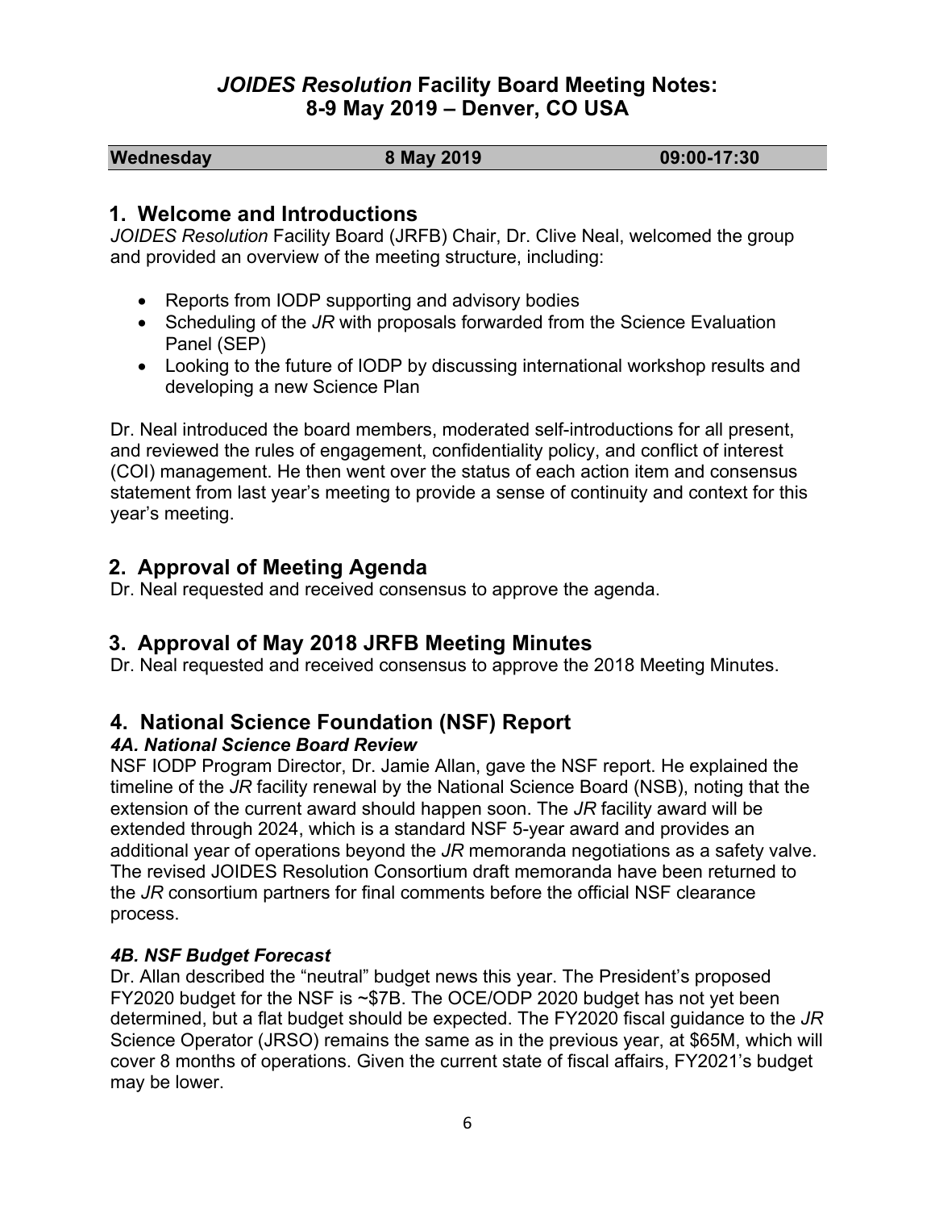# *JOIDES Resolution* Facility Board Meeting Notes: 8-9 May 2019 – Denver, CO USA

| **Wednesday** | **8 May 2019** | **09:00-17:30** |
|---|---|---|

## 1. Welcome and Introductions

*JOIDES Resolution* Facility Board (JRFB) Chair, Dr. Clive Neal, welcomed the group and provided an overview of the meeting structure, including:

- Reports from IODP supporting and advisory bodies
- Scheduling of the *JR* with proposals forwarded from the Science Evaluation Panel (SEP)
- Looking to the future of IODP by discussing international workshop results and developing a new Science Plan

Dr. Neal introduced the board members, moderated self-introductions for all present, and reviewed the rules of engagement, confidentiality policy, and conflict of interest (COI) management. He then went over the status of each action item and consensus statement from last year's meeting to provide a sense of continuity and context for this year's meeting.

## 2. Approval of Meeting Agenda

Dr. Neal requested and received consensus to approve the agenda.

## 3. Approval of May 2018 JRFB Meeting Minutes

Dr. Neal requested and received consensus to approve the 2018 Meeting Minutes.

## 4. National Science Foundation (NSF) Report

### *4A. National Science Board Review*

NSF IODP Program Director, Dr. Jamie Allan, gave the NSF report. He explained the timeline of the *JR* facility renewal by the National Science Board (NSB), noting that the extension of the current award should happen soon. The *JR* facility award will be extended through 2024, which is a standard NSF 5-year award and provides an additional year of operations beyond the *JR* memoranda negotiations as a safety valve. The revised JOIDES Resolution Consortium draft memoranda have been returned to the *JR* consortium partners for final comments before the official NSF clearance process.

### *4B. NSF Budget Forecast*

Dr. Allan described the "neutral" budget news this year. The President's proposed FY2020 budget for the NSF is ~$7B. The OCE/ODP 2020 budget has not yet been determined, but a flat budget should be expected. The FY2020 fiscal guidance to the *JR* Science Operator (JRSO) remains the same as in the previous year, at $65M, which will cover 8 months of operations. Given the current state of fiscal affairs, FY2021's budget may be lower.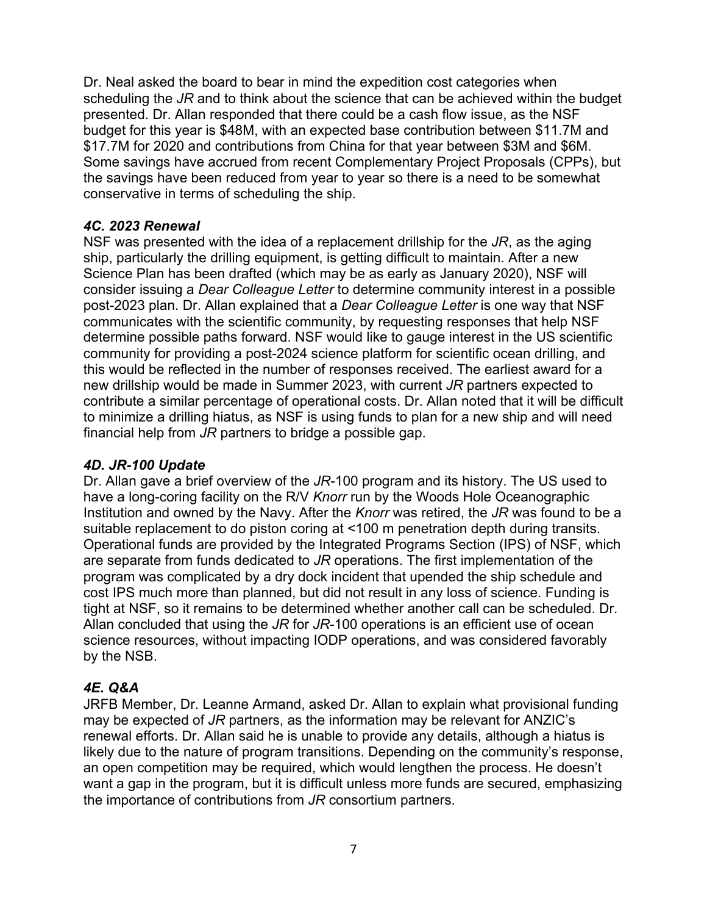Dr. Neal asked the board to bear in mind the expedition cost categories when scheduling the *JR* and to think about the science that can be achieved within the budget presented. Dr. Allan responded that there could be a cash flow issue, as the NSF budget for this year is $48M, with an expected base contribution between $11.7M and $17.7M for 2020 and contributions from China for that year between $3M and $6M. Some savings have accrued from recent Complementary Project Proposals (CPPs), but the savings have been reduced from year to year so there is a need to be somewhat conservative in terms of scheduling the ship.

### *4C. 2023 Renewal*

NSF was presented with the idea of a replacement drillship for the *JR*, as the aging ship, particularly the drilling equipment, is getting difficult to maintain. After a new Science Plan has been drafted (which may be as early as January 2020), NSF will consider issuing a *Dear Colleague Letter* to determine community interest in a possible post-2023 plan. Dr. Allan explained that a *Dear Colleague Letter* is one way that NSF communicates with the scientific community, by requesting responses that help NSF determine possible paths forward. NSF would like to gauge interest in the US scientific community for providing a post-2024 science platform for scientific ocean drilling, and this would be reflected in the number of responses received. The earliest award for a new drillship would be made in Summer 2023, with current *JR* partners expected to contribute a similar percentage of operational costs. Dr. Allan noted that it will be difficult to minimize a drilling hiatus, as NSF is using funds to plan for a new ship and will need financial help from *JR* partners to bridge a possible gap.

### *4D. JR-100 Update*

Dr. Allan gave a brief overview of the *JR*-100 program and its history. The US used to have a long-coring facility on the R/V *Knorr* run by the Woods Hole Oceanographic Institution and owned by the Navy. After the *Knorr* was retired, the *JR* was found to be a suitable replacement to do piston coring at <100 m penetration depth during transits. Operational funds are provided by the Integrated Programs Section (IPS) of NSF, which are separate from funds dedicated to *JR* operations. The first implementation of the program was complicated by a dry dock incident that upended the ship schedule and cost IPS much more than planned, but did not result in any loss of science. Funding is tight at NSF, so it remains to be determined whether another call can be scheduled. Dr. Allan concluded that using the *JR* for *JR*-100 operations is an efficient use of ocean science resources, without impacting IODP operations, and was considered favorably by the NSB.

### *4E. Q&A*

JRFB Member, Dr. Leanne Armand, asked Dr. Allan to explain what provisional funding may be expected of *JR* partners, as the information may be relevant for ANZIC's renewal efforts. Dr. Allan said he is unable to provide any details, although a hiatus is likely due to the nature of program transitions. Depending on the community's response, an open competition may be required, which would lengthen the process. He doesn't want a gap in the program, but it is difficult unless more funds are secured, emphasizing the importance of contributions from *JR* consortium partners.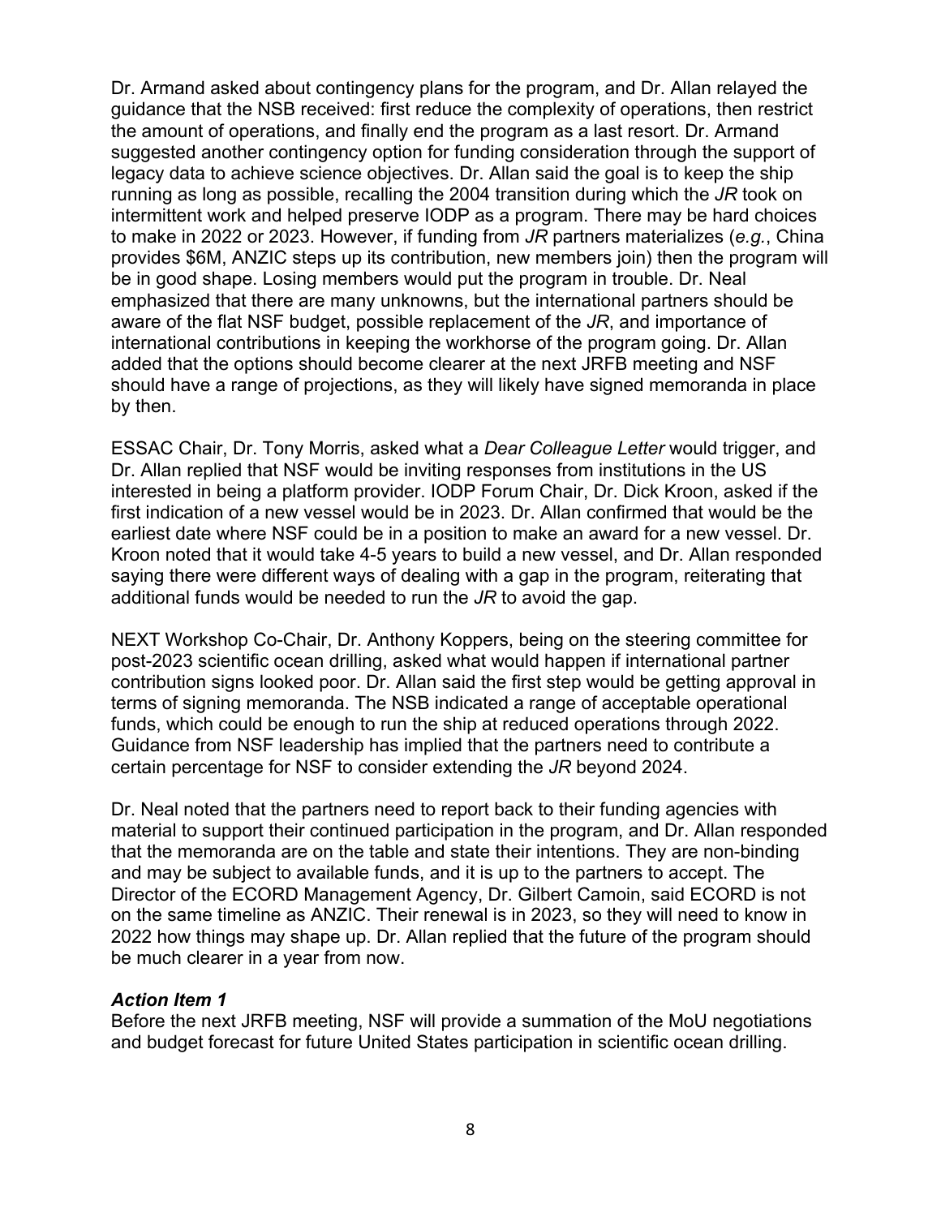Dr. Armand asked about contingency plans for the program, and Dr. Allan relayed the guidance that the NSB received: first reduce the complexity of operations, then restrict the amount of operations, and finally end the program as a last resort. Dr. Armand suggested another contingency option for funding consideration through the support of legacy data to achieve science objectives. Dr. Allan said the goal is to keep the ship running as long as possible, recalling the 2004 transition during which the *JR* took on intermittent work and helped preserve IODP as a program. There may be hard choices to make in 2022 or 2023. However, if funding from *JR* partners materializes (*e.g.*, China provides \$6M, ANZIC steps up its contribution, new members join) then the program will be in good shape. Losing members would put the program in trouble. Dr. Neal emphasized that there are many unknowns, but the international partners should be aware of the flat NSF budget, possible replacement of the *JR*, and importance of international contributions in keeping the workhorse of the program going. Dr. Allan added that the options should become clearer at the next JRFB meeting and NSF should have a range of projections, as they will likely have signed memoranda in place by then.

ESSAC Chair, Dr. Tony Morris, asked what a *Dear Colleague Letter* would trigger, and Dr. Allan replied that NSF would be inviting responses from institutions in the US interested in being a platform provider. IODP Forum Chair, Dr. Dick Kroon, asked if the first indication of a new vessel would be in 2023. Dr. Allan confirmed that would be the earliest date where NSF could be in a position to make an award for a new vessel. Dr. Kroon noted that it would take 4-5 years to build a new vessel, and Dr. Allan responded saying there were different ways of dealing with a gap in the program, reiterating that additional funds would be needed to run the *JR* to avoid the gap.

NEXT Workshop Co-Chair, Dr. Anthony Koppers, being on the steering committee for post-2023 scientific ocean drilling, asked what would happen if international partner contribution signs looked poor. Dr. Allan said the first step would be getting approval in terms of signing memoranda. The NSB indicated a range of acceptable operational funds, which could be enough to run the ship at reduced operations through 2022. Guidance from NSF leadership has implied that the partners need to contribute a certain percentage for NSF to consider extending the *JR* beyond 2024.

Dr. Neal noted that the partners need to report back to their funding agencies with material to support their continued participation in the program, and Dr. Allan responded that the memoranda are on the table and state their intentions. They are non-binding and may be subject to available funds, and it is up to the partners to accept. The Director of the ECORD Management Agency, Dr. Gilbert Camoin, said ECORD is not on the same timeline as ANZIC. Their renewal is in 2023, so they will need to know in 2022 how things may shape up. Dr. Allan replied that the future of the program should be much clearer in a year from now.

### *Action Item 1*

Before the next JRFB meeting, NSF will provide a summation of the MoU negotiations and budget forecast for future United States participation in scientific ocean drilling.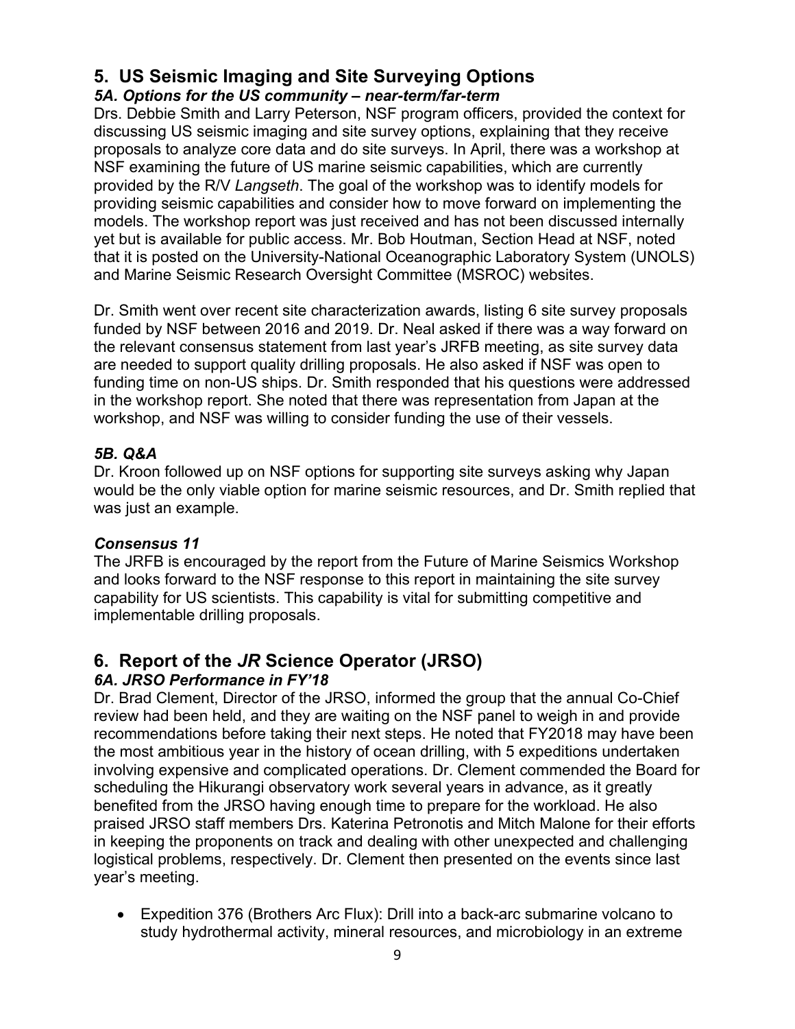## 5. US Seismic Imaging and Site Surveying Options

### *5A. Options for the US community – near-term/far-term*

Drs. Debbie Smith and Larry Peterson, NSF program officers, provided the context for discussing US seismic imaging and site survey options, explaining that they receive proposals to analyze core data and do site surveys. In April, there was a workshop at NSF examining the future of US marine seismic capabilities, which are currently provided by the R/V *Langseth*. The goal of the workshop was to identify models for providing seismic capabilities and consider how to move forward on implementing the models. The workshop report was just received and has not been discussed internally yet but is available for public access. Mr. Bob Houtman, Section Head at NSF, noted that it is posted on the University-National Oceanographic Laboratory System (UNOLS) and Marine Seismic Research Oversight Committee (MSROC) websites.

Dr. Smith went over recent site characterization awards, listing 6 site survey proposals funded by NSF between 2016 and 2019. Dr. Neal asked if there was a way forward on the relevant consensus statement from last year's JRFB meeting, as site survey data are needed to support quality drilling proposals. He also asked if NSF was open to funding time on non-US ships. Dr. Smith responded that his questions were addressed in the workshop report. She noted that there was representation from Japan at the workshop, and NSF was willing to consider funding the use of their vessels.

### *5B. Q&A*

Dr. Kroon followed up on NSF options for supporting site surveys asking why Japan would be the only viable option for marine seismic resources, and Dr. Smith replied that was just an example.

### *Consensus 11*

The JRFB is encouraged by the report from the Future of Marine Seismics Workshop and looks forward to the NSF response to this report in maintaining the site survey capability for US scientists. This capability is vital for submitting competitive and implementable drilling proposals.

## 6. Report of the *JR* Science Operator (JRSO)

### *6A. JRSO Performance in FY'18*

Dr. Brad Clement, Director of the JRSO, informed the group that the annual Co-Chief review had been held, and they are waiting on the NSF panel to weigh in and provide recommendations before taking their next steps. He noted that FY2018 may have been the most ambitious year in the history of ocean drilling, with 5 expeditions undertaken involving expensive and complicated operations. Dr. Clement commended the Board for scheduling the Hikurangi observatory work several years in advance, as it greatly benefited from the JRSO having enough time to prepare for the workload. He also praised JRSO staff members Drs. Katerina Petronotis and Mitch Malone for their efforts in keeping the proponents on track and dealing with other unexpected and challenging logistical problems, respectively. Dr. Clement then presented on the events since last year's meeting.

- Expedition 376 (Brothers Arc Flux): Drill into a back-arc submarine volcano to study hydrothermal activity, mineral resources, and microbiology in an extreme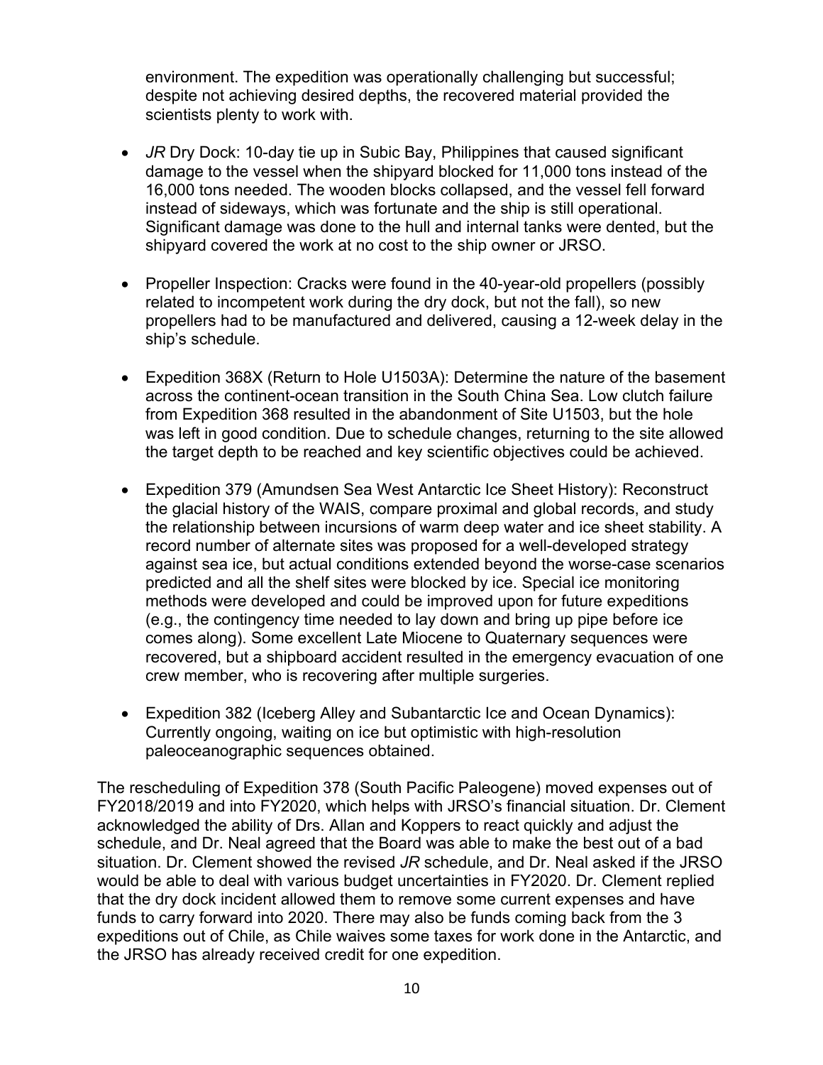environment. The expedition was operationally challenging but successful; despite not achieving desired depths, the recovered material provided the scientists plenty to work with.

- *JR* Dry Dock: 10-day tie up in Subic Bay, Philippines that caused significant damage to the vessel when the shipyard blocked for 11,000 tons instead of the 16,000 tons needed. The wooden blocks collapsed, and the vessel fell forward instead of sideways, which was fortunate and the ship is still operational. Significant damage was done to the hull and internal tanks were dented, but the shipyard covered the work at no cost to the ship owner or JRSO.

- Propeller Inspection: Cracks were found in the 40-year-old propellers (possibly related to incompetent work during the dry dock, but not the fall), so new propellers had to be manufactured and delivered, causing a 12-week delay in the ship's schedule.

- Expedition 368X (Return to Hole U1503A): Determine the nature of the basement across the continent-ocean transition in the South China Sea. Low clutch failure from Expedition 368 resulted in the abandonment of Site U1503, but the hole was left in good condition. Due to schedule changes, returning to the site allowed the target depth to be reached and key scientific objectives could be achieved.

- Expedition 379 (Amundsen Sea West Antarctic Ice Sheet History): Reconstruct the glacial history of the WAIS, compare proximal and global records, and study the relationship between incursions of warm deep water and ice sheet stability. A record number of alternate sites was proposed for a well-developed strategy against sea ice, but actual conditions extended beyond the worse-case scenarios predicted and all the shelf sites were blocked by ice. Special ice monitoring methods were developed and could be improved upon for future expeditions (e.g., the contingency time needed to lay down and bring up pipe before ice comes along). Some excellent Late Miocene to Quaternary sequences were recovered, but a shipboard accident resulted in the emergency evacuation of one crew member, who is recovering after multiple surgeries.

- Expedition 382 (Iceberg Alley and Subantarctic Ice and Ocean Dynamics): Currently ongoing, waiting on ice but optimistic with high-resolution paleoceanographic sequences obtained.

The rescheduling of Expedition 378 (South Pacific Paleogene) moved expenses out of FY2018/2019 and into FY2020, which helps with JRSO's financial situation. Dr. Clement acknowledged the ability of Drs. Allan and Koppers to react quickly and adjust the schedule, and Dr. Neal agreed that the Board was able to make the best out of a bad situation. Dr. Clement showed the revised *JR* schedule, and Dr. Neal asked if the JRSO would be able to deal with various budget uncertainties in FY2020. Dr. Clement replied that the dry dock incident allowed them to remove some current expenses and have funds to carry forward into 2020. There may also be funds coming back from the 3 expeditions out of Chile, as Chile waives some taxes for work done in the Antarctic, and the JRSO has already received credit for one expedition.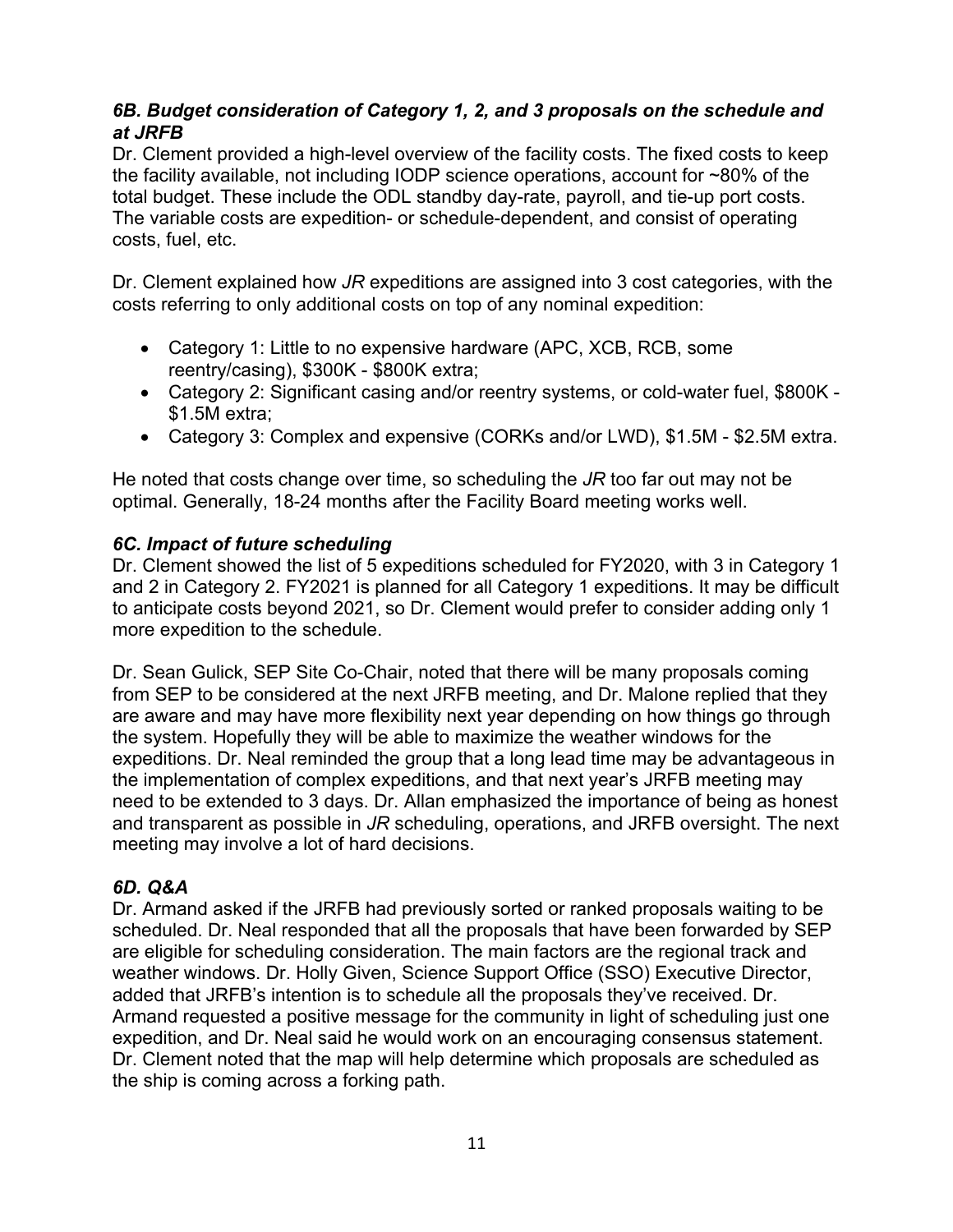### *6B. Budget consideration of Category 1, 2, and 3 proposals on the schedule and at JRFB*

Dr. Clement provided a high-level overview of the facility costs. The fixed costs to keep the facility available, not including IODP science operations, account for ~80% of the total budget. These include the ODL standby day-rate, payroll, and tie-up port costs. The variable costs are expedition- or schedule-dependent, and consist of operating costs, fuel, etc.

Dr. Clement explained how *JR* expeditions are assigned into 3 cost categories, with the costs referring to only additional costs on top of any nominal expedition:

- Category 1: Little to no expensive hardware (APC, XCB, RCB, some reentry/casing), $300K - $800K extra;
- Category 2: Significant casing and/or reentry systems, or cold-water fuel, $800K - $1.5M extra;
- Category 3: Complex and expensive (CORKs and/or LWD), $1.5M - $2.5M extra.

He noted that costs change over time, so scheduling the *JR* too far out may not be optimal. Generally, 18-24 months after the Facility Board meeting works well.

### *6C. Impact of future scheduling*

Dr. Clement showed the list of 5 expeditions scheduled for FY2020, with 3 in Category 1 and 2 in Category 2. FY2021 is planned for all Category 1 expeditions. It may be difficult to anticipate costs beyond 2021, so Dr. Clement would prefer to consider adding only 1 more expedition to the schedule.

Dr. Sean Gulick, SEP Site Co-Chair, noted that there will be many proposals coming from SEP to be considered at the next JRFB meeting, and Dr. Malone replied that they are aware and may have more flexibility next year depending on how things go through the system. Hopefully they will be able to maximize the weather windows for the expeditions. Dr. Neal reminded the group that a long lead time may be advantageous in the implementation of complex expeditions, and that next year's JRFB meeting may need to be extended to 3 days. Dr. Allan emphasized the importance of being as honest and transparent as possible in *JR* scheduling, operations, and JRFB oversight. The next meeting may involve a lot of hard decisions.

### *6D. Q&A*

Dr. Armand asked if the JRFB had previously sorted or ranked proposals waiting to be scheduled. Dr. Neal responded that all the proposals that have been forwarded by SEP are eligible for scheduling consideration. The main factors are the regional track and weather windows. Dr. Holly Given, Science Support Office (SSO) Executive Director, added that JRFB's intention is to schedule all the proposals they've received. Dr. Armand requested a positive message for the community in light of scheduling just one expedition, and Dr. Neal said he would work on an encouraging consensus statement. Dr. Clement noted that the map will help determine which proposals are scheduled as the ship is coming across a forking path.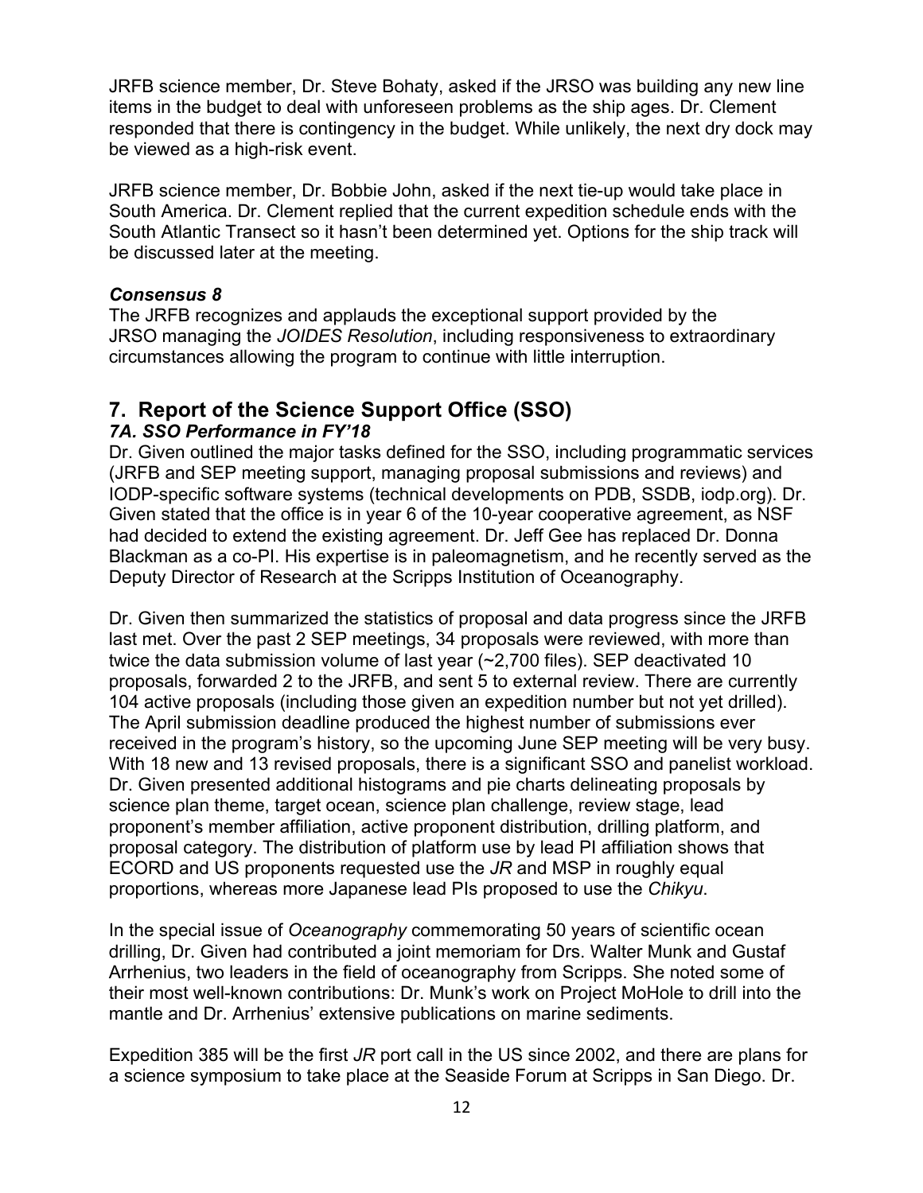JRFB science member, Dr. Steve Bohaty, asked if the JRSO was building any new line items in the budget to deal with unforeseen problems as the ship ages. Dr. Clement responded that there is contingency in the budget. While unlikely, the next dry dock may be viewed as a high-risk event.

JRFB science member, Dr. Bobbie John, asked if the next tie-up would take place in South America. Dr. Clement replied that the current expedition schedule ends with the South Atlantic Transect so it hasn't been determined yet. Options for the ship track will be discussed later at the meeting.

***Consensus 8***

The JRFB recognizes and applauds the exceptional support provided by the JRSO managing the *JOIDES Resolution*, including responsiveness to extraordinary circumstances allowing the program to continue with little interruption.

## 7. Report of the Science Support Office (SSO)

### *7A. SSO Performance in FY'18*

Dr. Given outlined the major tasks defined for the SSO, including programmatic services (JRFB and SEP meeting support, managing proposal submissions and reviews) and IODP-specific software systems (technical developments on PDB, SSDB, iodp.org). Dr. Given stated that the office is in year 6 of the 10-year cooperative agreement, as NSF had decided to extend the existing agreement. Dr. Jeff Gee has replaced Dr. Donna Blackman as a co-PI. His expertise is in paleomagnetism, and he recently served as the Deputy Director of Research at the Scripps Institution of Oceanography.

Dr. Given then summarized the statistics of proposal and data progress since the JRFB last met. Over the past 2 SEP meetings, 34 proposals were reviewed, with more than twice the data submission volume of last year (~2,700 files). SEP deactivated 10 proposals, forwarded 2 to the JRFB, and sent 5 to external review. There are currently 104 active proposals (including those given an expedition number but not yet drilled). The April submission deadline produced the highest number of submissions ever received in the program's history, so the upcoming June SEP meeting will be very busy. With 18 new and 13 revised proposals, there is a significant SSO and panelist workload. Dr. Given presented additional histograms and pie charts delineating proposals by science plan theme, target ocean, science plan challenge, review stage, lead proponent's member affiliation, active proponent distribution, drilling platform, and proposal category. The distribution of platform use by lead PI affiliation shows that ECORD and US proponents requested use the *JR* and MSP in roughly equal proportions, whereas more Japanese lead PIs proposed to use the *Chikyu*.

In the special issue of *Oceanography* commemorating 50 years of scientific ocean drilling, Dr. Given had contributed a joint memoriam for Drs. Walter Munk and Gustaf Arrhenius, two leaders in the field of oceanography from Scripps. She noted some of their most well-known contributions: Dr. Munk's work on Project MoHole to drill into the mantle and Dr. Arrhenius' extensive publications on marine sediments.

Expedition 385 will be the first *JR* port call in the US since 2002, and there are plans for a science symposium to take place at the Seaside Forum at Scripps in San Diego. Dr.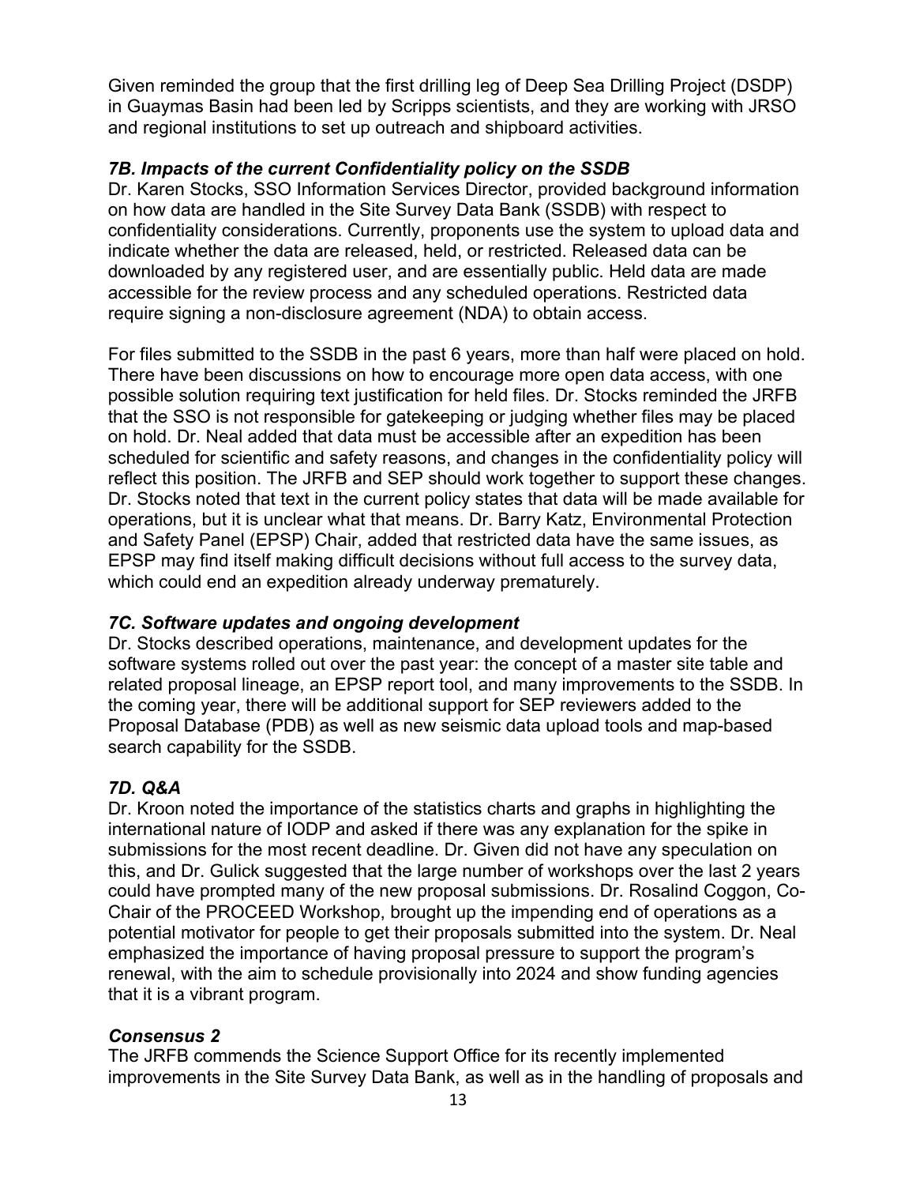Given reminded the group that the first drilling leg of Deep Sea Drilling Project (DSDP) in Guaymas Basin had been led by Scripps scientists, and they are working with JRSO and regional institutions to set up outreach and shipboard activities.

### *7B. Impacts of the current Confidentiality policy on the SSDB*

Dr. Karen Stocks, SSO Information Services Director, provided background information on how data are handled in the Site Survey Data Bank (SSDB) with respect to confidentiality considerations. Currently, proponents use the system to upload data and indicate whether the data are released, held, or restricted. Released data can be downloaded by any registered user, and are essentially public. Held data are made accessible for the review process and any scheduled operations. Restricted data require signing a non-disclosure agreement (NDA) to obtain access.

For files submitted to the SSDB in the past 6 years, more than half were placed on hold. There have been discussions on how to encourage more open data access, with one possible solution requiring text justification for held files. Dr. Stocks reminded the JRFB that the SSO is not responsible for gatekeeping or judging whether files may be placed on hold. Dr. Neal added that data must be accessible after an expedition has been scheduled for scientific and safety reasons, and changes in the confidentiality policy will reflect this position. The JRFB and SEP should work together to support these changes. Dr. Stocks noted that text in the current policy states that data will be made available for operations, but it is unclear what that means. Dr. Barry Katz, Environmental Protection and Safety Panel (EPSP) Chair, added that restricted data have the same issues, as EPSP may find itself making difficult decisions without full access to the survey data, which could end an expedition already underway prematurely.

### *7C. Software updates and ongoing development*

Dr. Stocks described operations, maintenance, and development updates for the software systems rolled out over the past year: the concept of a master site table and related proposal lineage, an EPSP report tool, and many improvements to the SSDB. In the coming year, there will be additional support for SEP reviewers added to the Proposal Database (PDB) as well as new seismic data upload tools and map-based search capability for the SSDB.

### *7D. Q&A*

Dr. Kroon noted the importance of the statistics charts and graphs in highlighting the international nature of IODP and asked if there was any explanation for the spike in submissions for the most recent deadline. Dr. Given did not have any speculation on this, and Dr. Gulick suggested that the large number of workshops over the last 2 years could have prompted many of the new proposal submissions. Dr. Rosalind Coggon, Co-Chair of the PROCEED Workshop, brought up the impending end of operations as a potential motivator for people to get their proposals submitted into the system. Dr. Neal emphasized the importance of having proposal pressure to support the program's renewal, with the aim to schedule provisionally into 2024 and show funding agencies that it is a vibrant program.

### *Consensus 2*

The JRFB commends the Science Support Office for its recently implemented improvements in the Site Survey Data Bank, as well as in the handling of proposals and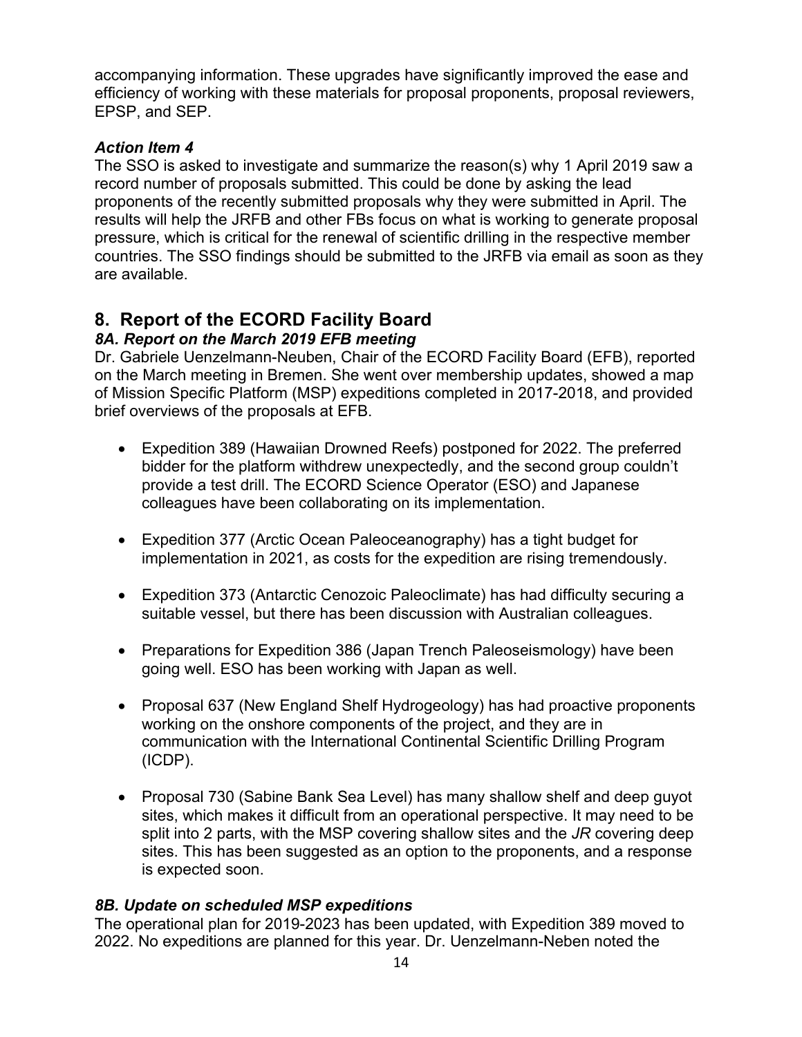accompanying information. These upgrades have significantly improved the ease and efficiency of working with these materials for proposal proponents, proposal reviewers, EPSP, and SEP.

***Action Item 4***

The SSO is asked to investigate and summarize the reason(s) why 1 April 2019 saw a record number of proposals submitted. This could be done by asking the lead proponents of the recently submitted proposals why they were submitted in April. The results will help the JRFB and other FBs focus on what is working to generate proposal pressure, which is critical for the renewal of scientific drilling in the respective member countries. The SSO findings should be submitted to the JRFB via email as soon as they are available.

## 8. Report of the ECORD Facility Board

### *8A. Report on the March 2019 EFB meeting*

Dr. Gabriele Uenzelmann-Neuben, Chair of the ECORD Facility Board (EFB), reported on the March meeting in Bremen. She went over membership updates, showed a map of Mission Specific Platform (MSP) expeditions completed in 2017-2018, and provided brief overviews of the proposals at EFB.

- Expedition 389 (Hawaiian Drowned Reefs) postponed for 2022. The preferred bidder for the platform withdrew unexpectedly, and the second group couldn't provide a test drill. The ECORD Science Operator (ESO) and Japanese colleagues have been collaborating on its implementation.
- Expedition 377 (Arctic Ocean Paleoceanography) has a tight budget for implementation in 2021, as costs for the expedition are rising tremendously.
- Expedition 373 (Antarctic Cenozoic Paleoclimate) has had difficulty securing a suitable vessel, but there has been discussion with Australian colleagues.
- Preparations for Expedition 386 (Japan Trench Paleoseismology) have been going well. ESO has been working with Japan as well.
- Proposal 637 (New England Shelf Hydrogeology) has had proactive proponents working on the onshore components of the project, and they are in communication with the International Continental Scientific Drilling Program (ICDP).
- Proposal 730 (Sabine Bank Sea Level) has many shallow shelf and deep guyot sites, which makes it difficult from an operational perspective. It may need to be split into 2 parts, with the MSP covering shallow sites and the *JR* covering deep sites. This has been suggested as an option to the proponents, and a response is expected soon.

### *8B. Update on scheduled MSP expeditions*

The operational plan for 2019-2023 has been updated, with Expedition 389 moved to 2022. No expeditions are planned for this year. Dr. Uenzelmann-Neben noted the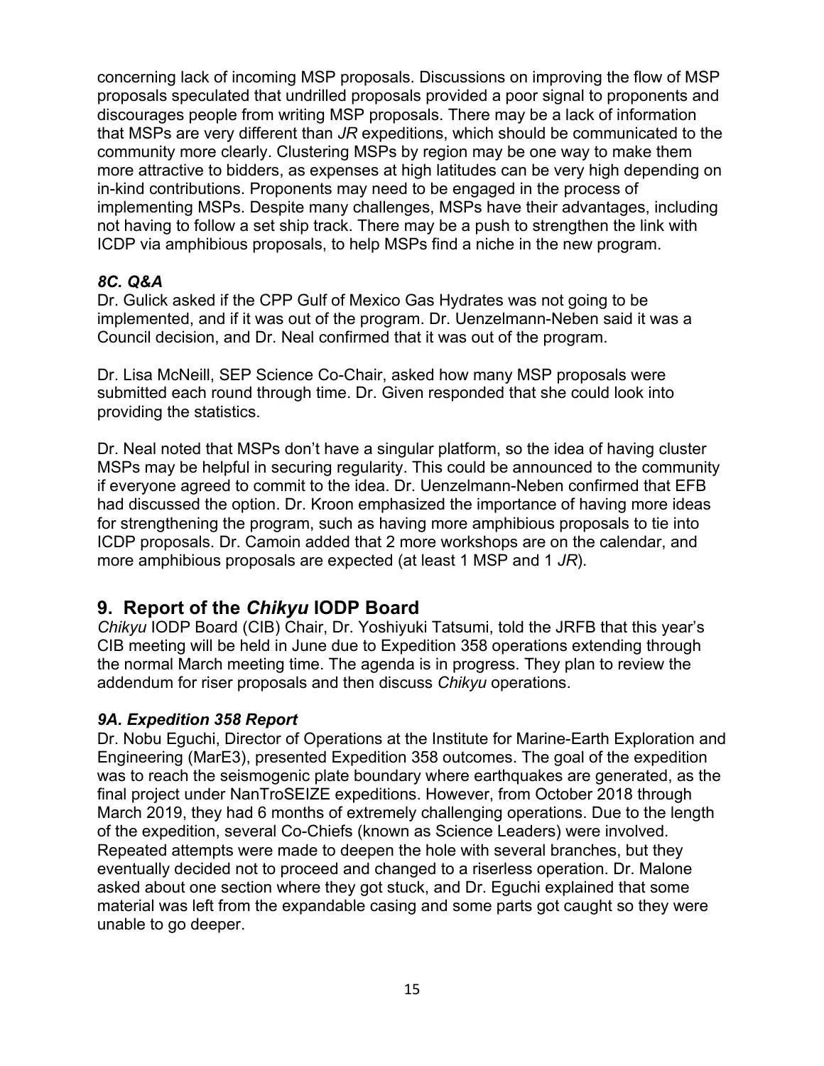concerning lack of incoming MSP proposals. Discussions on improving the flow of MSP proposals speculated that undrilled proposals provided a poor signal to proponents and discourages people from writing MSP proposals. There may be a lack of information that MSPs are very different than *JR* expeditions, which should be communicated to the community more clearly. Clustering MSPs by region may be one way to make them more attractive to bidders, as expenses at high latitudes can be very high depending on in-kind contributions. Proponents may need to be engaged in the process of implementing MSPs. Despite many challenges, MSPs have their advantages, including not having to follow a set ship track. There may be a push to strengthen the link with ICDP via amphibious proposals, to help MSPs find a niche in the new program.

### *8C. Q&A*

Dr. Gulick asked if the CPP Gulf of Mexico Gas Hydrates was not going to be implemented, and if it was out of the program. Dr. Uenzelmann-Neben said it was a Council decision, and Dr. Neal confirmed that it was out of the program.

Dr. Lisa McNeill, SEP Science Co-Chair, asked how many MSP proposals were submitted each round through time. Dr. Given responded that she could look into providing the statistics.

Dr. Neal noted that MSPs don't have a singular platform, so the idea of having cluster MSPs may be helpful in securing regularity. This could be announced to the community if everyone agreed to commit to the idea. Dr. Uenzelmann-Neben confirmed that EFB had discussed the option. Dr. Kroon emphasized the importance of having more ideas for strengthening the program, such as having more amphibious proposals to tie into ICDP proposals. Dr. Camoin added that 2 more workshops are on the calendar, and more amphibious proposals are expected (at least 1 MSP and 1 *JR*).

## 9. Report of the *Chikyu* IODP Board

*Chikyu* IODP Board (CIB) Chair, Dr. Yoshiyuki Tatsumi, told the JRFB that this year's CIB meeting will be held in June due to Expedition 358 operations extending through the normal March meeting time. The agenda is in progress. They plan to review the addendum for riser proposals and then discuss *Chikyu* operations.

### *9A. Expedition 358 Report*

Dr. Nobu Eguchi, Director of Operations at the Institute for Marine-Earth Exploration and Engineering (MarE3), presented Expedition 358 outcomes. The goal of the expedition was to reach the seismogenic plate boundary where earthquakes are generated, as the final project under NanTroSEIZE expeditions. However, from October 2018 through March 2019, they had 6 months of extremely challenging operations. Due to the length of the expedition, several Co-Chiefs (known as Science Leaders) were involved. Repeated attempts were made to deepen the hole with several branches, but they eventually decided not to proceed and changed to a riserless operation. Dr. Malone asked about one section where they got stuck, and Dr. Eguchi explained that some material was left from the expandable casing and some parts got caught so they were unable to go deeper.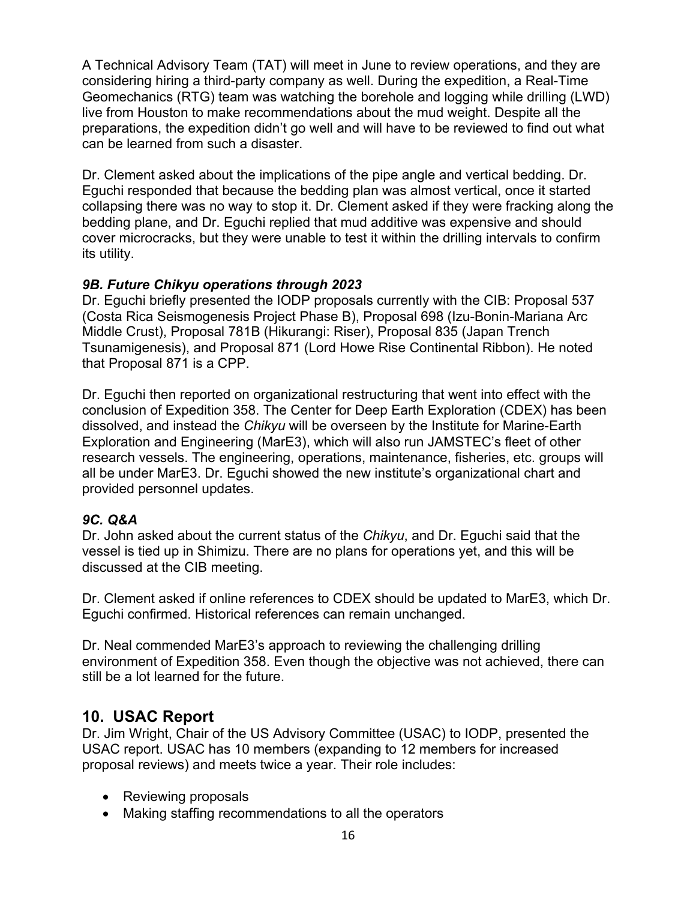A Technical Advisory Team (TAT) will meet in June to review operations, and they are considering hiring a third-party company as well. During the expedition, a Real-Time Geomechanics (RTG) team was watching the borehole and logging while drilling (LWD) live from Houston to make recommendations about the mud weight. Despite all the preparations, the expedition didn't go well and will have to be reviewed to find out what can be learned from such a disaster.

Dr. Clement asked about the implications of the pipe angle and vertical bedding. Dr. Eguchi responded that because the bedding plan was almost vertical, once it started collapsing there was no way to stop it. Dr. Clement asked if they were fracking along the bedding plane, and Dr. Eguchi replied that mud additive was expensive and should cover microcracks, but they were unable to test it within the drilling intervals to confirm its utility.

### *9B. Future Chikyu operations through 2023*

Dr. Eguchi briefly presented the IODP proposals currently with the CIB: Proposal 537 (Costa Rica Seismogenesis Project Phase B), Proposal 698 (Izu-Bonin-Mariana Arc Middle Crust), Proposal 781B (Hikurangi: Riser), Proposal 835 (Japan Trench Tsunamigenesis), and Proposal 871 (Lord Howe Rise Continental Ribbon). He noted that Proposal 871 is a CPP.

Dr. Eguchi then reported on organizational restructuring that went into effect with the conclusion of Expedition 358. The Center for Deep Earth Exploration (CDEX) has been dissolved, and instead the *Chikyu* will be overseen by the Institute for Marine-Earth Exploration and Engineering (MarE3), which will also run JAMSTEC's fleet of other research vessels. The engineering, operations, maintenance, fisheries, etc. groups will all be under MarE3. Dr. Eguchi showed the new institute's organizational chart and provided personnel updates.

### *9C. Q&A*

Dr. John asked about the current status of the *Chikyu*, and Dr. Eguchi said that the vessel is tied up in Shimizu. There are no plans for operations yet, and this will be discussed at the CIB meeting.

Dr. Clement asked if online references to CDEX should be updated to MarE3, which Dr. Eguchi confirmed. Historical references can remain unchanged.

Dr. Neal commended MarE3's approach to reviewing the challenging drilling environment of Expedition 358. Even though the objective was not achieved, there can still be a lot learned for the future.

## 10. USAC Report

Dr. Jim Wright, Chair of the US Advisory Committee (USAC) to IODP, presented the USAC report. USAC has 10 members (expanding to 12 members for increased proposal reviews) and meets twice a year. Their role includes:

- Reviewing proposals
- Making staffing recommendations to all the operators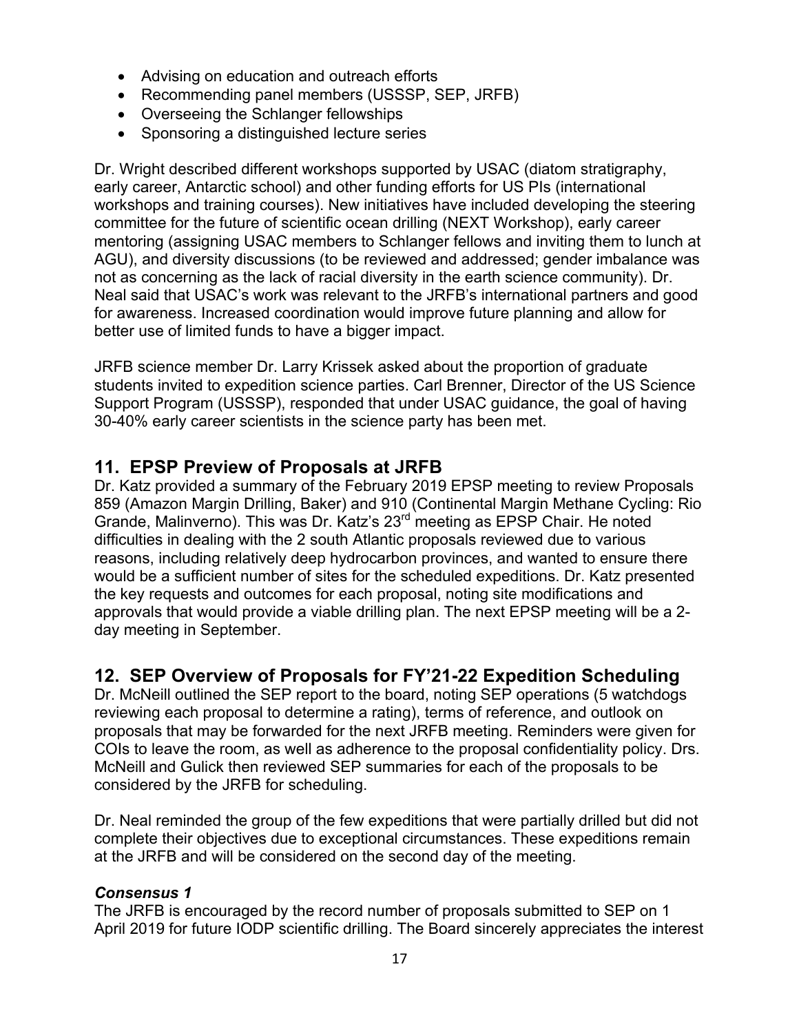- Advising on education and outreach efforts
- Recommending panel members (USSSP, SEP, JRFB)
- Overseeing the Schlanger fellowships
- Sponsoring a distinguished lecture series

Dr. Wright described different workshops supported by USAC (diatom stratigraphy, early career, Antarctic school) and other funding efforts for US PIs (international workshops and training courses). New initiatives have included developing the steering committee for the future of scientific ocean drilling (NEXT Workshop), early career mentoring (assigning USAC members to Schlanger fellows and inviting them to lunch at AGU), and diversity discussions (to be reviewed and addressed; gender imbalance was not as concerning as the lack of racial diversity in the earth science community). Dr. Neal said that USAC's work was relevant to the JRFB's international partners and good for awareness. Increased coordination would improve future planning and allow for better use of limited funds to have a bigger impact.

JRFB science member Dr. Larry Krissek asked about the proportion of graduate students invited to expedition science parties. Carl Brenner, Director of the US Science Support Program (USSSP), responded that under USAC guidance, the goal of having 30-40% early career scientists in the science party has been met.

## 11. EPSP Preview of Proposals at JRFB

Dr. Katz provided a summary of the February 2019 EPSP meeting to review Proposals 859 (Amazon Margin Drilling, Baker) and 910 (Continental Margin Methane Cycling: Rio Grande, Malinverno). This was Dr. Katz's 23rd meeting as EPSP Chair. He noted difficulties in dealing with the 2 south Atlantic proposals reviewed due to various reasons, including relatively deep hydrocarbon provinces, and wanted to ensure there would be a sufficient number of sites for the scheduled expeditions. Dr. Katz presented the key requests and outcomes for each proposal, noting site modifications and approvals that would provide a viable drilling plan. The next EPSP meeting will be a 2-day meeting in September.

## 12. SEP Overview of Proposals for FY'21-22 Expedition Scheduling

Dr. McNeill outlined the SEP report to the board, noting SEP operations (5 watchdogs reviewing each proposal to determine a rating), terms of reference, and outlook on proposals that may be forwarded for the next JRFB meeting. Reminders were given for COIs to leave the room, as well as adherence to the proposal confidentiality policy. Drs. McNeill and Gulick then reviewed SEP summaries for each of the proposals to be considered by the JRFB for scheduling.

Dr. Neal reminded the group of the few expeditions that were partially drilled but did not complete their objectives due to exceptional circumstances. These expeditions remain at the JRFB and will be considered on the second day of the meeting.

### *Consensus 1*

The JRFB is encouraged by the record number of proposals submitted to SEP on 1 April 2019 for future IODP scientific drilling. The Board sincerely appreciates the interest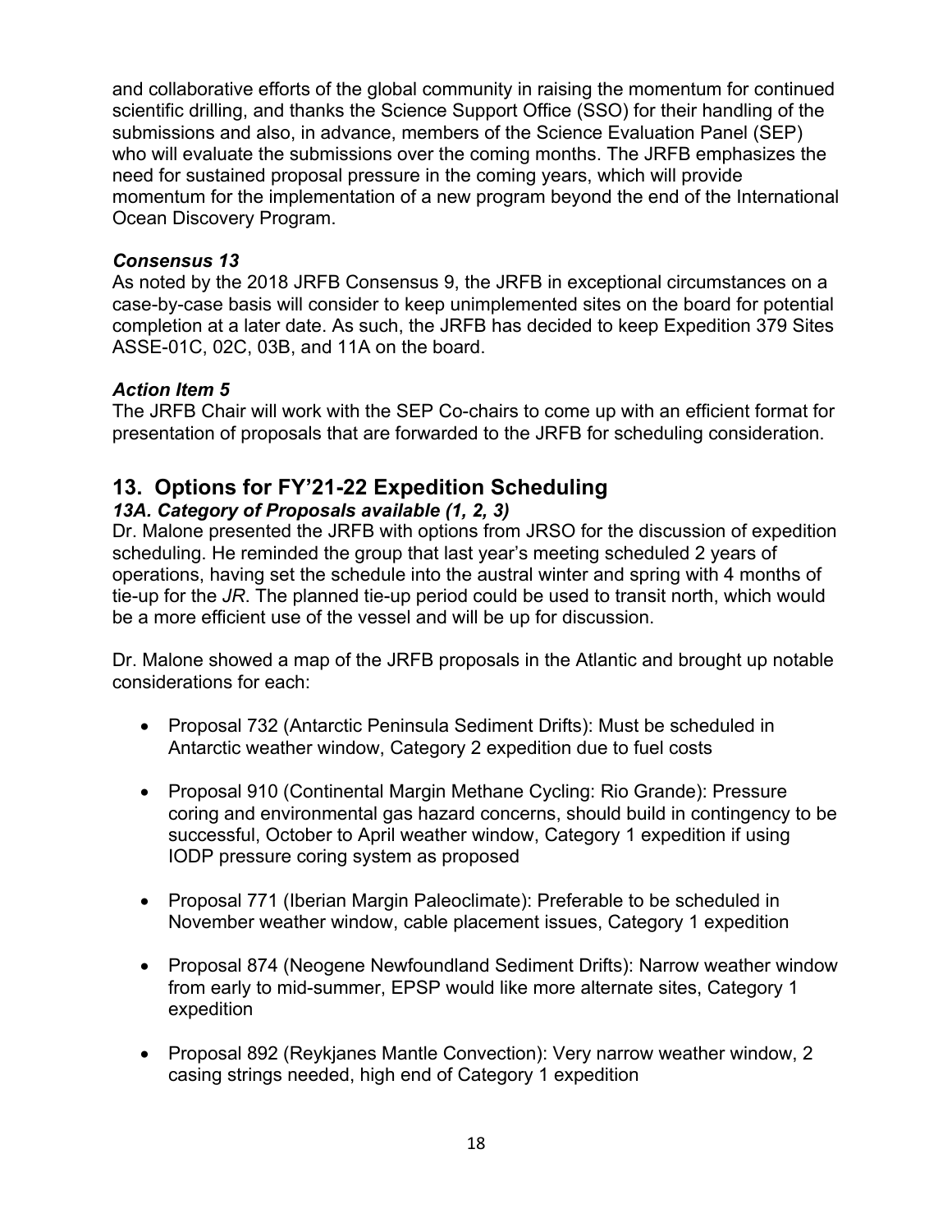and collaborative efforts of the global community in raising the momentum for continued scientific drilling, and thanks the Science Support Office (SSO) for their handling of the submissions and also, in advance, members of the Science Evaluation Panel (SEP) who will evaluate the submissions over the coming months. The JRFB emphasizes the need for sustained proposal pressure in the coming years, which will provide momentum for the implementation of a new program beyond the end of the International Ocean Discovery Program.

### *Consensus 13*

As noted by the 2018 JRFB Consensus 9, the JRFB in exceptional circumstances on a case-by-case basis will consider to keep unimplemented sites on the board for potential completion at a later date. As such, the JRFB has decided to keep Expedition 379 Sites ASSE-01C, 02C, 03B, and 11A on the board.

### *Action Item 5*

The JRFB Chair will work with the SEP Co-chairs to come up with an efficient format for presentation of proposals that are forwarded to the JRFB for scheduling consideration.

## 13. Options for FY'21-22 Expedition Scheduling

### *13A. Category of Proposals available (1, 2, 3)*

Dr. Malone presented the JRFB with options from JRSO for the discussion of expedition scheduling. He reminded the group that last year's meeting scheduled 2 years of operations, having set the schedule into the austral winter and spring with 4 months of tie-up for the *JR*. The planned tie-up period could be used to transit north, which would be a more efficient use of the vessel and will be up for discussion.

Dr. Malone showed a map of the JRFB proposals in the Atlantic and brought up notable considerations for each:

- Proposal 732 (Antarctic Peninsula Sediment Drifts): Must be scheduled in Antarctic weather window, Category 2 expedition due to fuel costs
- Proposal 910 (Continental Margin Methane Cycling: Rio Grande): Pressure coring and environmental gas hazard concerns, should build in contingency to be successful, October to April weather window, Category 1 expedition if using IODP pressure coring system as proposed
- Proposal 771 (Iberian Margin Paleoclimate): Preferable to be scheduled in November weather window, cable placement issues, Category 1 expedition
- Proposal 874 (Neogene Newfoundland Sediment Drifts): Narrow weather window from early to mid-summer, EPSP would like more alternate sites, Category 1 expedition
- Proposal 892 (Reykjanes Mantle Convection): Very narrow weather window, 2 casing strings needed, high end of Category 1 expedition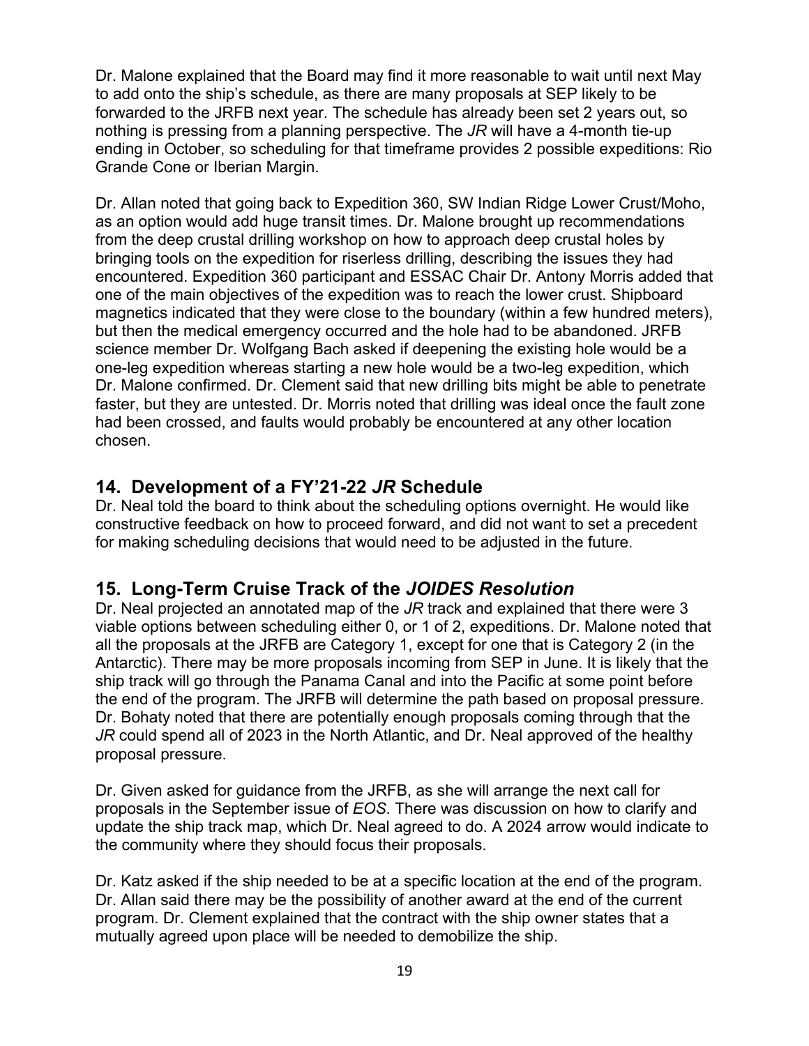Dr. Malone explained that the Board may find it more reasonable to wait until next May to add onto the ship's schedule, as there are many proposals at SEP likely to be forwarded to the JRFB next year. The schedule has already been set 2 years out, so nothing is pressing from a planning perspective. The *JR* will have a 4-month tie-up ending in October, so scheduling for that timeframe provides 2 possible expeditions: Rio Grande Cone or Iberian Margin.

Dr. Allan noted that going back to Expedition 360, SW Indian Ridge Lower Crust/Moho, as an option would add huge transit times. Dr. Malone brought up recommendations from the deep crustal drilling workshop on how to approach deep crustal holes by bringing tools on the expedition for riserless drilling, describing the issues they had encountered. Expedition 360 participant and ESSAC Chair Dr. Antony Morris added that one of the main objectives of the expedition was to reach the lower crust. Shipboard magnetics indicated that they were close to the boundary (within a few hundred meters), but then the medical emergency occurred and the hole had to be abandoned. JRFB science member Dr. Wolfgang Bach asked if deepening the existing hole would be a one-leg expedition whereas starting a new hole would be a two-leg expedition, which Dr. Malone confirmed. Dr. Clement said that new drilling bits might be able to penetrate faster, but they are untested. Dr. Morris noted that drilling was ideal once the fault zone had been crossed, and faults would probably be encountered at any other location chosen.

## 14. Development of a FY'21-22 *JR* Schedule

Dr. Neal told the board to think about the scheduling options overnight. He would like constructive feedback on how to proceed forward, and did not want to set a precedent for making scheduling decisions that would need to be adjusted in the future.

## 15. Long-Term Cruise Track of the *JOIDES Resolution*

Dr. Neal projected an annotated map of the *JR* track and explained that there were 3 viable options between scheduling either 0, or 1 of 2, expeditions. Dr. Malone noted that all the proposals at the JRFB are Category 1, except for one that is Category 2 (in the Antarctic). There may be more proposals incoming from SEP in June. It is likely that the ship track will go through the Panama Canal and into the Pacific at some point before the end of the program. The JRFB will determine the path based on proposal pressure. Dr. Bohaty noted that there are potentially enough proposals coming through that the *JR* could spend all of 2023 in the North Atlantic, and Dr. Neal approved of the healthy proposal pressure.

Dr. Given asked for guidance from the JRFB, as she will arrange the next call for proposals in the September issue of *EOS*. There was discussion on how to clarify and update the ship track map, which Dr. Neal agreed to do. A 2024 arrow would indicate to the community where they should focus their proposals.

Dr. Katz asked if the ship needed to be at a specific location at the end of the program. Dr. Allan said there may be the possibility of another award at the end of the current program. Dr. Clement explained that the contract with the ship owner states that a mutually agreed upon place will be needed to demobilize the ship.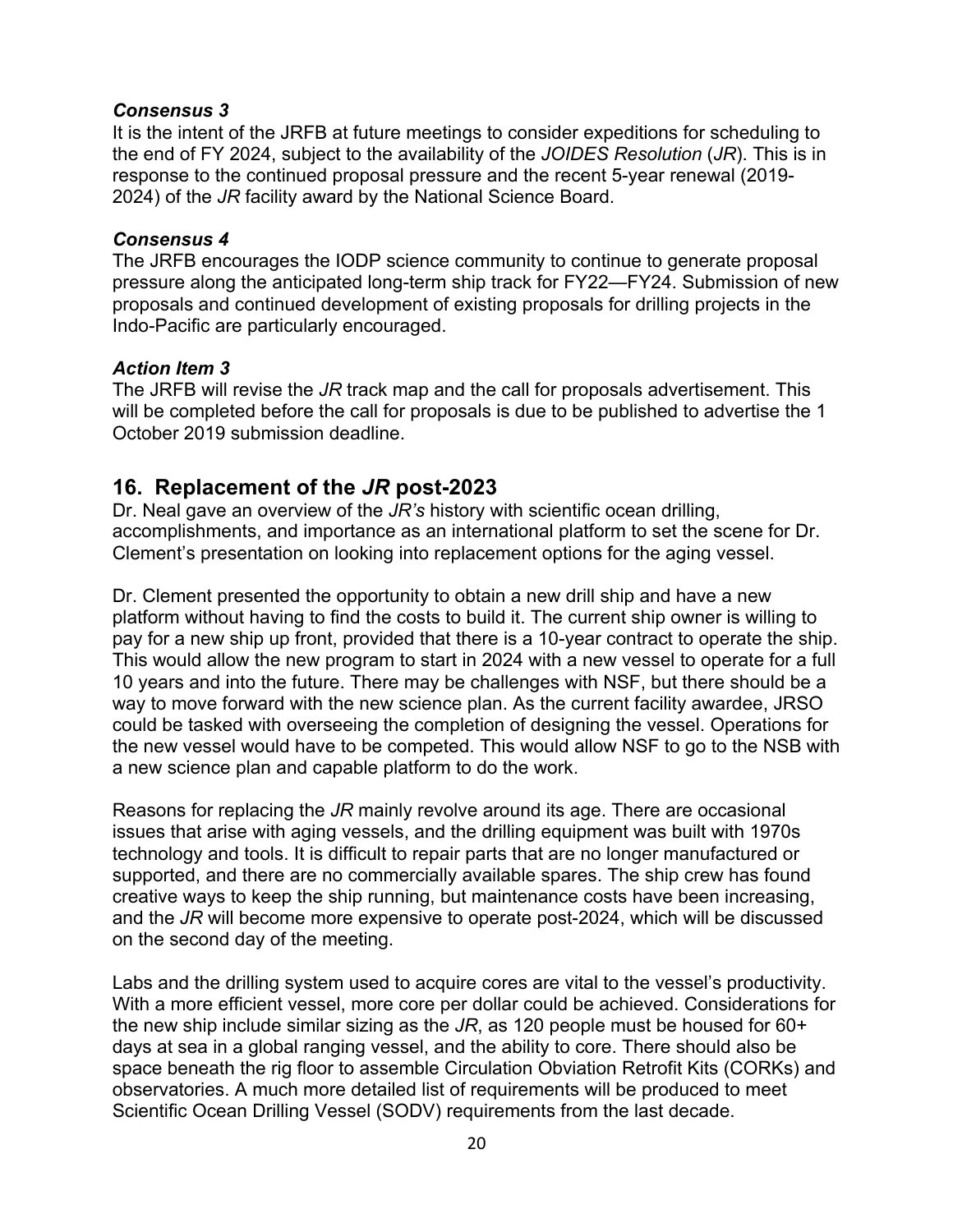***Consensus 3***
It is the intent of the JRFB at future meetings to consider expeditions for scheduling to the end of FY 2024, subject to the availability of the *JOIDES Resolution* (*JR*). This is in response to the continued proposal pressure and the recent 5-year renewal (2019-2024) of the *JR* facility award by the National Science Board.

***Consensus 4***
The JRFB encourages the IODP science community to continue to generate proposal pressure along the anticipated long-term ship track for FY22—FY24. Submission of new proposals and continued development of existing proposals for drilling projects in the Indo-Pacific are particularly encouraged.

***Action Item 3***
The JRFB will revise the *JR* track map and the call for proposals advertisement. This will be completed before the call for proposals is due to be published to advertise the 1 October 2019 submission deadline.

## 16. Replacement of the *JR* post-2023

Dr. Neal gave an overview of the *JR's* history with scientific ocean drilling, accomplishments, and importance as an international platform to set the scene for Dr. Clement's presentation on looking into replacement options for the aging vessel.

Dr. Clement presented the opportunity to obtain a new drill ship and have a new platform without having to find the costs to build it. The current ship owner is willing to pay for a new ship up front, provided that there is a 10-year contract to operate the ship. This would allow the new program to start in 2024 with a new vessel to operate for a full 10 years and into the future. There may be challenges with NSF, but there should be a way to move forward with the new science plan. As the current facility awardee, JRSO could be tasked with overseeing the completion of designing the vessel. Operations for the new vessel would have to be competed. This would allow NSF to go to the NSB with a new science plan and capable platform to do the work.

Reasons for replacing the *JR* mainly revolve around its age. There are occasional issues that arise with aging vessels, and the drilling equipment was built with 1970s technology and tools. It is difficult to repair parts that are no longer manufactured or supported, and there are no commercially available spares. The ship crew has found creative ways to keep the ship running, but maintenance costs have been increasing, and the *JR* will become more expensive to operate post-2024, which will be discussed on the second day of the meeting.

Labs and the drilling system used to acquire cores are vital to the vessel's productivity. With a more efficient vessel, more core per dollar could be achieved. Considerations for the new ship include similar sizing as the *JR*, as 120 people must be housed for 60+ days at sea in a global ranging vessel, and the ability to core. There should also be space beneath the rig floor to assemble Circulation Obviation Retrofit Kits (CORKs) and observatories. A much more detailed list of requirements will be produced to meet Scientific Ocean Drilling Vessel (SODV) requirements from the last decade.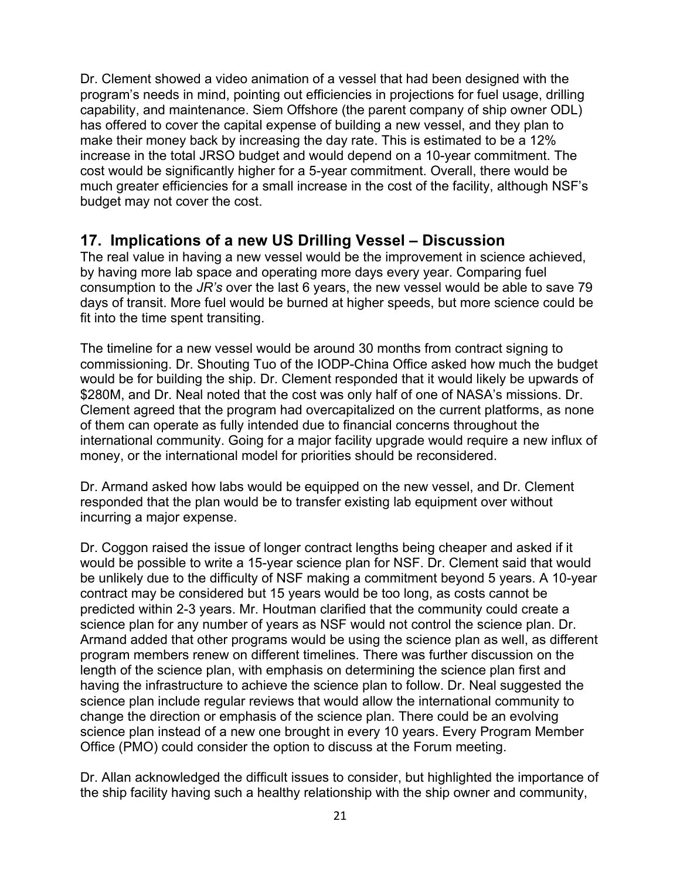Dr. Clement showed a video animation of a vessel that had been designed with the program's needs in mind, pointing out efficiencies in projections for fuel usage, drilling capability, and maintenance. Siem Offshore (the parent company of ship owner ODL) has offered to cover the capital expense of building a new vessel, and they plan to make their money back by increasing the day rate. This is estimated to be a 12% increase in the total JRSO budget and would depend on a 10-year commitment. The cost would be significantly higher for a 5-year commitment. Overall, there would be much greater efficiencies for a small increase in the cost of the facility, although NSF's budget may not cover the cost.

## 17. Implications of a new US Drilling Vessel – Discussion

The real value in having a new vessel would be the improvement in science achieved, by having more lab space and operating more days every year. Comparing fuel consumption to the *JR's* over the last 6 years, the new vessel would be able to save 79 days of transit. More fuel would be burned at higher speeds, but more science could be fit into the time spent transiting.

The timeline for a new vessel would be around 30 months from contract signing to commissioning. Dr. Shouting Tuo of the IODP-China Office asked how much the budget would be for building the ship. Dr. Clement responded that it would likely be upwards of \$280M, and Dr. Neal noted that the cost was only half of one of NASA's missions. Dr. Clement agreed that the program had overcapitalized on the current platforms, as none of them can operate as fully intended due to financial concerns throughout the international community. Going for a major facility upgrade would require a new influx of money, or the international model for priorities should be reconsidered.

Dr. Armand asked how labs would be equipped on the new vessel, and Dr. Clement responded that the plan would be to transfer existing lab equipment over without incurring a major expense.

Dr. Coggon raised the issue of longer contract lengths being cheaper and asked if it would be possible to write a 15-year science plan for NSF. Dr. Clement said that would be unlikely due to the difficulty of NSF making a commitment beyond 5 years. A 10-year contract may be considered but 15 years would be too long, as costs cannot be predicted within 2-3 years. Mr. Houtman clarified that the community could create a science plan for any number of years as NSF would not control the science plan. Dr. Armand added that other programs would be using the science plan as well, as different program members renew on different timelines. There was further discussion on the length of the science plan, with emphasis on determining the science plan first and having the infrastructure to achieve the science plan to follow. Dr. Neal suggested the science plan include regular reviews that would allow the international community to change the direction or emphasis of the science plan. There could be an evolving science plan instead of a new one brought in every 10 years. Every Program Member Office (PMO) could consider the option to discuss at the Forum meeting.

Dr. Allan acknowledged the difficult issues to consider, but highlighted the importance of the ship facility having such a healthy relationship with the ship owner and community,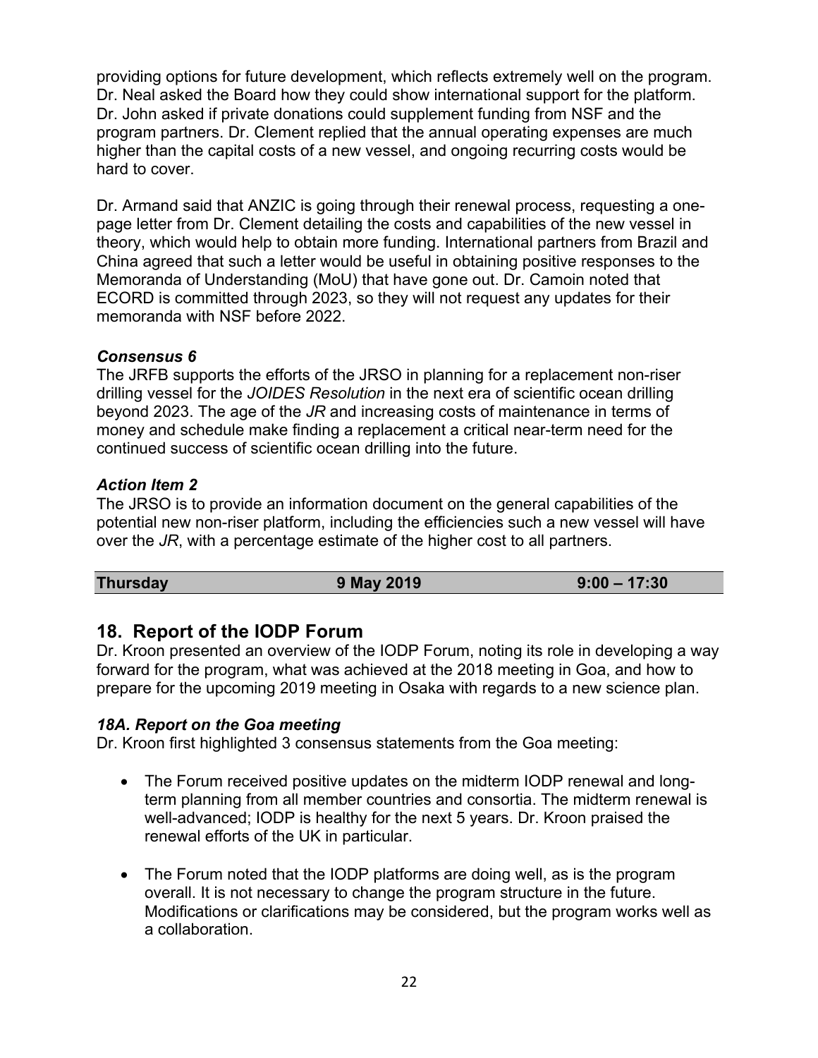providing options for future development, which reflects extremely well on the program. Dr. Neal asked the Board how they could show international support for the platform. Dr. John asked if private donations could supplement funding from NSF and the program partners. Dr. Clement replied that the annual operating expenses are much higher than the capital costs of a new vessel, and ongoing recurring costs would be hard to cover.

Dr. Armand said that ANZIC is going through their renewal process, requesting a one-page letter from Dr. Clement detailing the costs and capabilities of the new vessel in theory, which would help to obtain more funding. International partners from Brazil and China agreed that such a letter would be useful in obtaining positive responses to the Memoranda of Understanding (MoU) that have gone out. Dr. Camoin noted that ECORD is committed through 2023, so they will not request any updates for their memoranda with NSF before 2022.

***Consensus 6***

The JRFB supports the efforts of the JRSO in planning for a replacement non-riser drilling vessel for the *JOIDES Resolution* in the next era of scientific ocean drilling beyond 2023. The age of the *JR* and increasing costs of maintenance in terms of money and schedule make finding a replacement a critical near-term need for the continued success of scientific ocean drilling into the future.

***Action Item 2***

The JRSO is to provide an information document on the general capabilities of the potential new non-riser platform, including the efficiencies such a new vessel will have over the *JR*, with a percentage estimate of the higher cost to all partners.

| **Thursday** | **9 May 2019** | **9:00 – 17:30** |
| --- | --- | --- |

## 18. Report of the IODP Forum

Dr. Kroon presented an overview of the IODP Forum, noting its role in developing a way forward for the program, what was achieved at the 2018 meeting in Goa, and how to prepare for the upcoming 2019 meeting in Osaka with regards to a new science plan.

### *18A. Report on the Goa meeting*

Dr. Kroon first highlighted 3 consensus statements from the Goa meeting:

- The Forum received positive updates on the midterm IODP renewal and long-term planning from all member countries and consortia. The midterm renewal is well-advanced; IODP is healthy for the next 5 years. Dr. Kroon praised the renewal efforts of the UK in particular.
- The Forum noted that the IODP platforms are doing well, as is the program overall. It is not necessary to change the program structure in the future. Modifications or clarifications may be considered, but the program works well as a collaboration.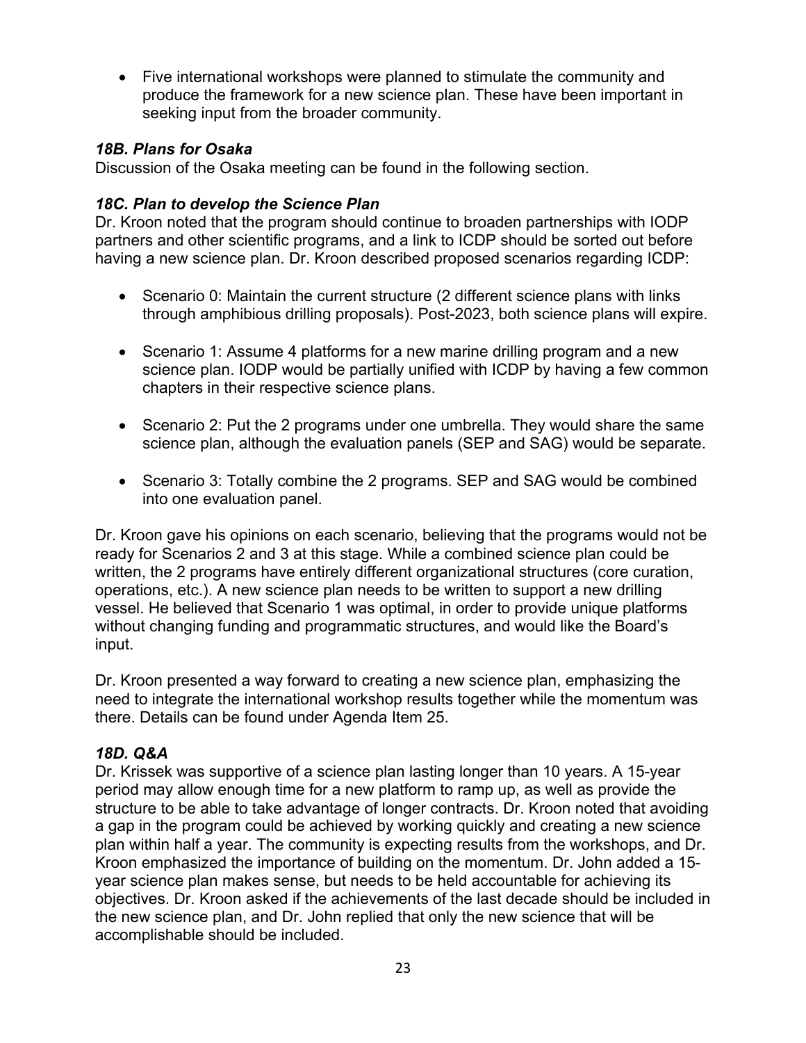- Five international workshops were planned to stimulate the community and produce the framework for a new science plan. These have been important in seeking input from the broader community.

### *18B. Plans for Osaka*

Discussion of the Osaka meeting can be found in the following section.

### *18C. Plan to develop the Science Plan*

Dr. Kroon noted that the program should continue to broaden partnerships with IODP partners and other scientific programs, and a link to ICDP should be sorted out before having a new science plan. Dr. Kroon described proposed scenarios regarding ICDP:

- Scenario 0: Maintain the current structure (2 different science plans with links through amphibious drilling proposals). Post-2023, both science plans will expire.

- Scenario 1: Assume 4 platforms for a new marine drilling program and a new science plan. IODP would be partially unified with ICDP by having a few common chapters in their respective science plans.

- Scenario 2: Put the 2 programs under one umbrella. They would share the same science plan, although the evaluation panels (SEP and SAG) would be separate.

- Scenario 3: Totally combine the 2 programs. SEP and SAG would be combined into one evaluation panel.

Dr. Kroon gave his opinions on each scenario, believing that the programs would not be ready for Scenarios 2 and 3 at this stage. While a combined science plan could be written, the 2 programs have entirely different organizational structures (core curation, operations, etc.). A new science plan needs to be written to support a new drilling vessel. He believed that Scenario 1 was optimal, in order to provide unique platforms without changing funding and programmatic structures, and would like the Board's input.

Dr. Kroon presented a way forward to creating a new science plan, emphasizing the need to integrate the international workshop results together while the momentum was there. Details can be found under Agenda Item 25.

### *18D. Q&A*

Dr. Krissek was supportive of a science plan lasting longer than 10 years. A 15-year period may allow enough time for a new platform to ramp up, as well as provide the structure to be able to take advantage of longer contracts. Dr. Kroon noted that avoiding a gap in the program could be achieved by working quickly and creating a new science plan within half a year. The community is expecting results from the workshops, and Dr. Kroon emphasized the importance of building on the momentum. Dr. John added a 15-year science plan makes sense, but needs to be held accountable for achieving its objectives. Dr. Kroon asked if the achievements of the last decade should be included in the new science plan, and Dr. John replied that only the new science that will be accomplishable should be included.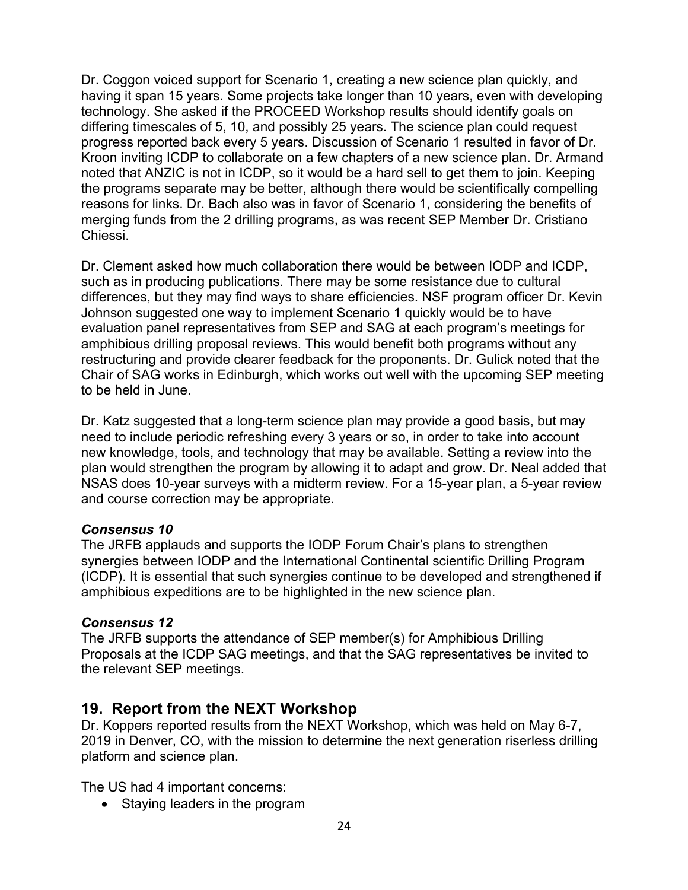Dr. Coggon voiced support for Scenario 1, creating a new science plan quickly, and having it span 15 years. Some projects take longer than 10 years, even with developing technology. She asked if the PROCEED Workshop results should identify goals on differing timescales of 5, 10, and possibly 25 years. The science plan could request progress reported back every 5 years. Discussion of Scenario 1 resulted in favor of Dr. Kroon inviting ICDP to collaborate on a few chapters of a new science plan. Dr. Armand noted that ANZIC is not in ICDP, so it would be a hard sell to get them to join. Keeping the programs separate may be better, although there would be scientifically compelling reasons for links. Dr. Bach also was in favor of Scenario 1, considering the benefits of merging funds from the 2 drilling programs, as was recent SEP Member Dr. Cristiano Chiessi.

Dr. Clement asked how much collaboration there would be between IODP and ICDP, such as in producing publications. There may be some resistance due to cultural differences, but they may find ways to share efficiencies. NSF program officer Dr. Kevin Johnson suggested one way to implement Scenario 1 quickly would be to have evaluation panel representatives from SEP and SAG at each program's meetings for amphibious drilling proposal reviews. This would benefit both programs without any restructuring and provide clearer feedback for the proponents. Dr. Gulick noted that the Chair of SAG works in Edinburgh, which works out well with the upcoming SEP meeting to be held in June.

Dr. Katz suggested that a long-term science plan may provide a good basis, but may need to include periodic refreshing every 3 years or so, in order to take into account new knowledge, tools, and technology that may be available. Setting a review into the plan would strengthen the program by allowing it to adapt and grow. Dr. Neal added that NSAS does 10-year surveys with a midterm review. For a 15-year plan, a 5-year review and course correction may be appropriate.

***Consensus 10***

The JRFB applauds and supports the IODP Forum Chair's plans to strengthen synergies between IODP and the International Continental scientific Drilling Program (ICDP). It is essential that such synergies continue to be developed and strengthened if amphibious expeditions are to be highlighted in the new science plan.

***Consensus 12***

The JRFB supports the attendance of SEP member(s) for Amphibious Drilling Proposals at the ICDP SAG meetings, and that the SAG representatives be invited to the relevant SEP meetings.

## 19. Report from the NEXT Workshop

Dr. Koppers reported results from the NEXT Workshop, which was held on May 6-7, 2019 in Denver, CO, with the mission to determine the next generation riserless drilling platform and science plan.

The US had 4 important concerns:

- Staying leaders in the program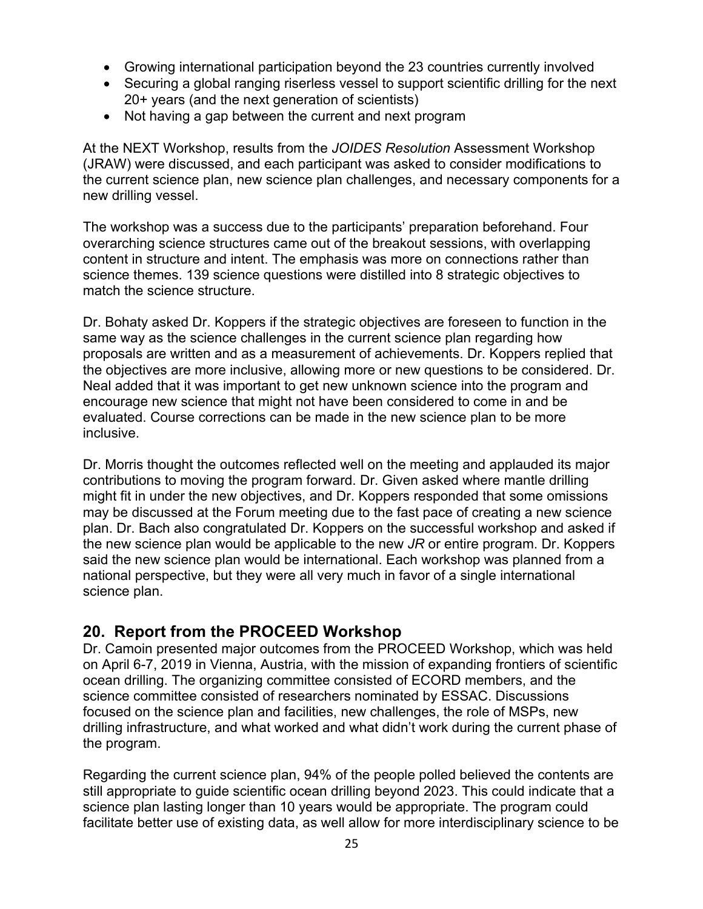- Growing international participation beyond the 23 countries currently involved
- Securing a global ranging riserless vessel to support scientific drilling for the next 20+ years (and the next generation of scientists)
- Not having a gap between the current and next program

At the NEXT Workshop, results from the *JOIDES Resolution* Assessment Workshop (JRAW) were discussed, and each participant was asked to consider modifications to the current science plan, new science plan challenges, and necessary components for a new drilling vessel.

The workshop was a success due to the participants' preparation beforehand. Four overarching science structures came out of the breakout sessions, with overlapping content in structure and intent. The emphasis was more on connections rather than science themes. 139 science questions were distilled into 8 strategic objectives to match the science structure.

Dr. Bohaty asked Dr. Koppers if the strategic objectives are foreseen to function in the same way as the science challenges in the current science plan regarding how proposals are written and as a measurement of achievements. Dr. Koppers replied that the objectives are more inclusive, allowing more or new questions to be considered. Dr. Neal added that it was important to get new unknown science into the program and encourage new science that might not have been considered to come in and be evaluated. Course corrections can be made in the new science plan to be more inclusive.

Dr. Morris thought the outcomes reflected well on the meeting and applauded its major contributions to moving the program forward. Dr. Given asked where mantle drilling might fit in under the new objectives, and Dr. Koppers responded that some omissions may be discussed at the Forum meeting due to the fast pace of creating a new science plan. Dr. Bach also congratulated Dr. Koppers on the successful workshop and asked if the new science plan would be applicable to the new *JR* or entire program. Dr. Koppers said the new science plan would be international. Each workshop was planned from a national perspective, but they were all very much in favor of a single international science plan.

## 20. Report from the PROCEED Workshop

Dr. Camoin presented major outcomes from the PROCEED Workshop, which was held on April 6-7, 2019 in Vienna, Austria, with the mission of expanding frontiers of scientific ocean drilling. The organizing committee consisted of ECORD members, and the science committee consisted of researchers nominated by ESSAC. Discussions focused on the science plan and facilities, new challenges, the role of MSPs, new drilling infrastructure, and what worked and what didn't work during the current phase of the program.

Regarding the current science plan, 94% of the people polled believed the contents are still appropriate to guide scientific ocean drilling beyond 2023. This could indicate that a science plan lasting longer than 10 years would be appropriate. The program could facilitate better use of existing data, as well allow for more interdisciplinary science to be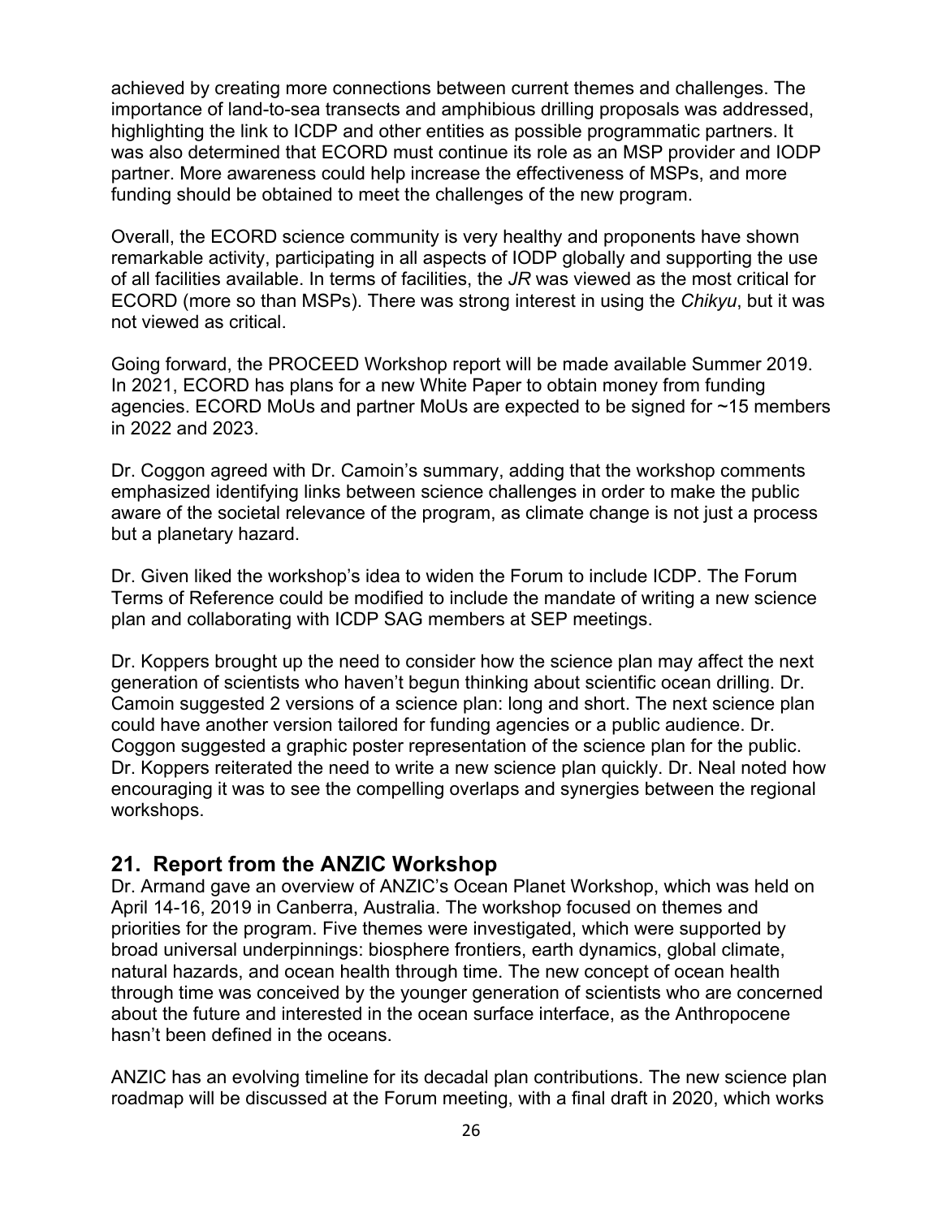achieved by creating more connections between current themes and challenges. The importance of land-to-sea transects and amphibious drilling proposals was addressed, highlighting the link to ICDP and other entities as possible programmatic partners. It was also determined that ECORD must continue its role as an MSP provider and IODP partner. More awareness could help increase the effectiveness of MSPs, and more funding should be obtained to meet the challenges of the new program.

Overall, the ECORD science community is very healthy and proponents have shown remarkable activity, participating in all aspects of IODP globally and supporting the use of all facilities available. In terms of facilities, the *JR* was viewed as the most critical for ECORD (more so than MSPs). There was strong interest in using the *Chikyu*, but it was not viewed as critical.

Going forward, the PROCEED Workshop report will be made available Summer 2019. In 2021, ECORD has plans for a new White Paper to obtain money from funding agencies. ECORD MoUs and partner MoUs are expected to be signed for ~15 members in 2022 and 2023.

Dr. Coggon agreed with Dr. Camoin's summary, adding that the workshop comments emphasized identifying links between science challenges in order to make the public aware of the societal relevance of the program, as climate change is not just a process but a planetary hazard.

Dr. Given liked the workshop's idea to widen the Forum to include ICDP. The Forum Terms of Reference could be modified to include the mandate of writing a new science plan and collaborating with ICDP SAG members at SEP meetings.

Dr. Koppers brought up the need to consider how the science plan may affect the next generation of scientists who haven't begun thinking about scientific ocean drilling. Dr. Camoin suggested 2 versions of a science plan: long and short. The next science plan could have another version tailored for funding agencies or a public audience. Dr. Coggon suggested a graphic poster representation of the science plan for the public. Dr. Koppers reiterated the need to write a new science plan quickly. Dr. Neal noted how encouraging it was to see the compelling overlaps and synergies between the regional workshops.

## 21. Report from the ANZIC Workshop

Dr. Armand gave an overview of ANZIC's Ocean Planet Workshop, which was held on April 14-16, 2019 in Canberra, Australia. The workshop focused on themes and priorities for the program. Five themes were investigated, which were supported by broad universal underpinnings: biosphere frontiers, earth dynamics, global climate, natural hazards, and ocean health through time. The new concept of ocean health through time was conceived by the younger generation of scientists who are concerned about the future and interested in the ocean surface interface, as the Anthropocene hasn't been defined in the oceans.

ANZIC has an evolving timeline for its decadal plan contributions. The new science plan roadmap will be discussed at the Forum meeting, with a final draft in 2020, which works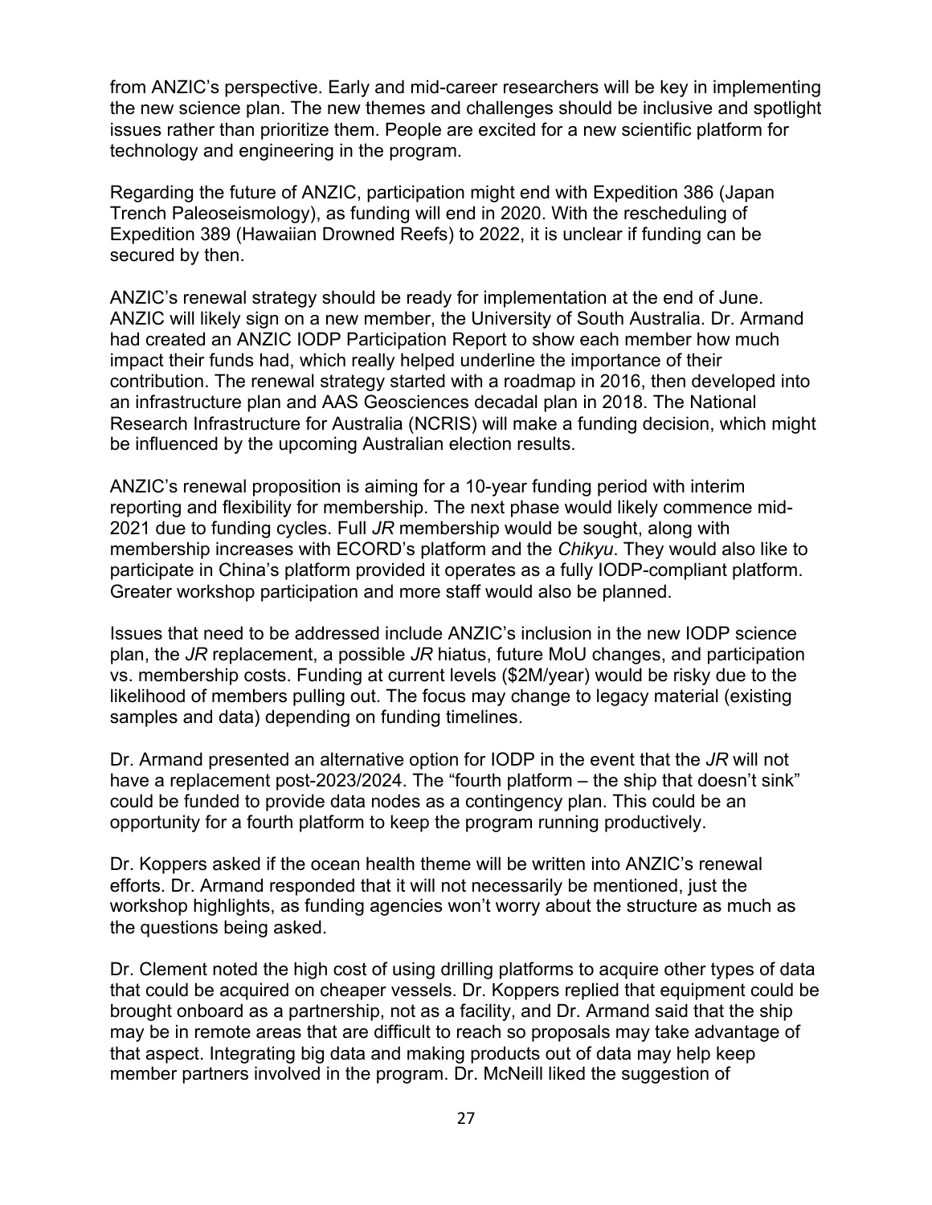from ANZIC's perspective. Early and mid-career researchers will be key in implementing the new science plan. The new themes and challenges should be inclusive and spotlight issues rather than prioritize them. People are excited for a new scientific platform for technology and engineering in the program.

Regarding the future of ANZIC, participation might end with Expedition 386 (Japan Trench Paleoseismology), as funding will end in 2020. With the rescheduling of Expedition 389 (Hawaiian Drowned Reefs) to 2022, it is unclear if funding can be secured by then.

ANZIC's renewal strategy should be ready for implementation at the end of June. ANZIC will likely sign on a new member, the University of South Australia. Dr. Armand had created an ANZIC IODP Participation Report to show each member how much impact their funds had, which really helped underline the importance of their contribution. The renewal strategy started with a roadmap in 2016, then developed into an infrastructure plan and AAS Geosciences decadal plan in 2018. The National Research Infrastructure for Australia (NCRIS) will make a funding decision, which might be influenced by the upcoming Australian election results.

ANZIC's renewal proposition is aiming for a 10-year funding period with interim reporting and flexibility for membership. The next phase would likely commence mid-2021 due to funding cycles. Full *JR* membership would be sought, along with membership increases with ECORD's platform and the *Chikyu*. They would also like to participate in China's platform provided it operates as a fully IODP-compliant platform. Greater workshop participation and more staff would also be planned.

Issues that need to be addressed include ANZIC's inclusion in the new IODP science plan, the *JR* replacement, a possible *JR* hiatus, future MoU changes, and participation vs. membership costs. Funding at current levels ($2M/year) would be risky due to the likelihood of members pulling out. The focus may change to legacy material (existing samples and data) depending on funding timelines.

Dr. Armand presented an alternative option for IODP in the event that the *JR* will not have a replacement post-2023/2024. The "fourth platform – the ship that doesn't sink" could be funded to provide data nodes as a contingency plan. This could be an opportunity for a fourth platform to keep the program running productively.

Dr. Koppers asked if the ocean health theme will be written into ANZIC's renewal efforts. Dr. Armand responded that it will not necessarily be mentioned, just the workshop highlights, as funding agencies won't worry about the structure as much as the questions being asked.

Dr. Clement noted the high cost of using drilling platforms to acquire other types of data that could be acquired on cheaper vessels. Dr. Koppers replied that equipment could be brought onboard as a partnership, not as a facility, and Dr. Armand said that the ship may be in remote areas that are difficult to reach so proposals may take advantage of that aspect. Integrating big data and making products out of data may help keep member partners involved in the program. Dr. McNeill liked the suggestion of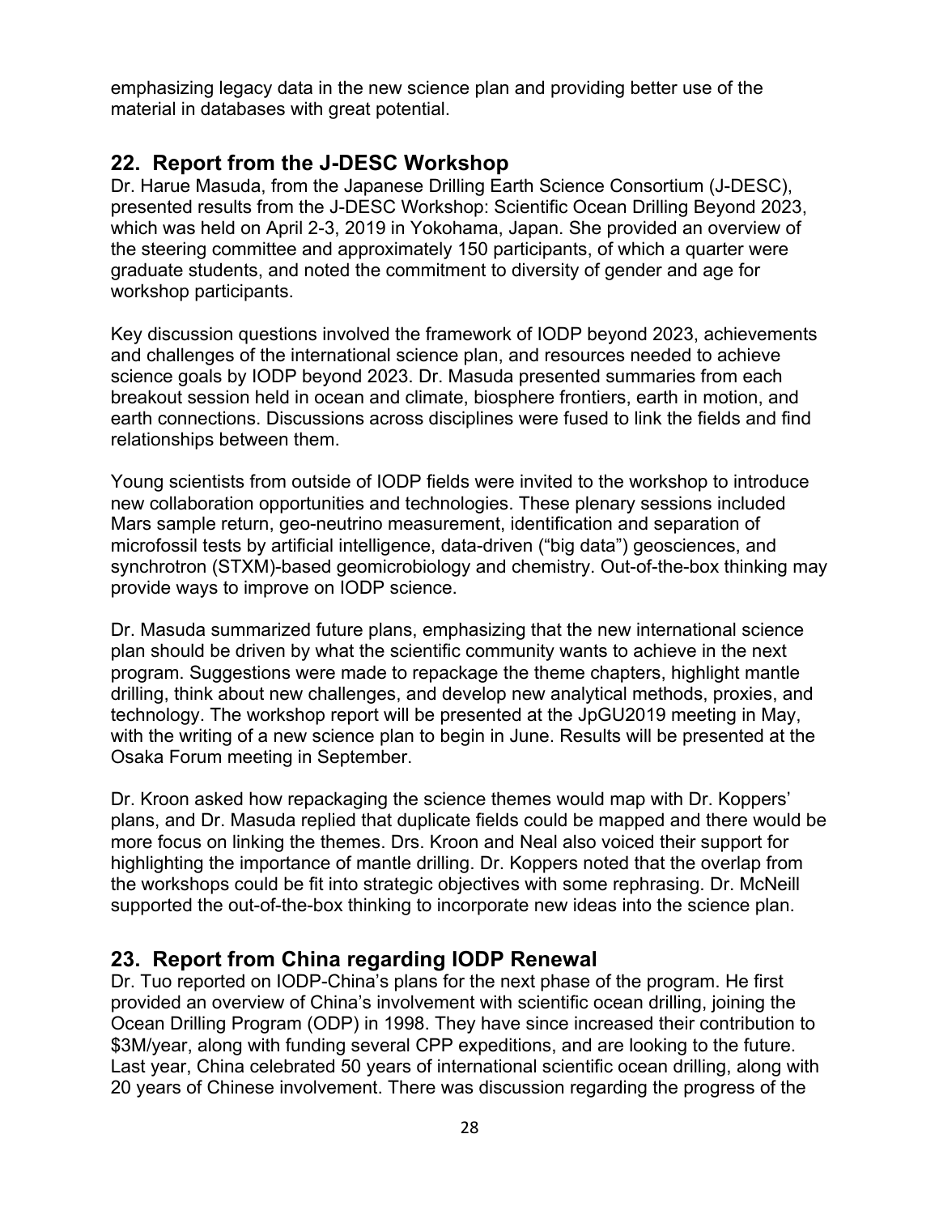emphasizing legacy data in the new science plan and providing better use of the material in databases with great potential.

## 22. Report from the J-DESC Workshop

Dr. Harue Masuda, from the Japanese Drilling Earth Science Consortium (J-DESC), presented results from the J-DESC Workshop: Scientific Ocean Drilling Beyond 2023, which was held on April 2-3, 2019 in Yokohama, Japan. She provided an overview of the steering committee and approximately 150 participants, of which a quarter were graduate students, and noted the commitment to diversity of gender and age for workshop participants.

Key discussion questions involved the framework of IODP beyond 2023, achievements and challenges of the international science plan, and resources needed to achieve science goals by IODP beyond 2023. Dr. Masuda presented summaries from each breakout session held in ocean and climate, biosphere frontiers, earth in motion, and earth connections. Discussions across disciplines were fused to link the fields and find relationships between them.

Young scientists from outside of IODP fields were invited to the workshop to introduce new collaboration opportunities and technologies. These plenary sessions included Mars sample return, geo-neutrino measurement, identification and separation of microfossil tests by artificial intelligence, data-driven ("big data") geosciences, and synchrotron (STXM)-based geomicrobiology and chemistry. Out-of-the-box thinking may provide ways to improve on IODP science.

Dr. Masuda summarized future plans, emphasizing that the new international science plan should be driven by what the scientific community wants to achieve in the next program. Suggestions were made to repackage the theme chapters, highlight mantle drilling, think about new challenges, and develop new analytical methods, proxies, and technology. The workshop report will be presented at the JpGU2019 meeting in May, with the writing of a new science plan to begin in June. Results will be presented at the Osaka Forum meeting in September.

Dr. Kroon asked how repackaging the science themes would map with Dr. Koppers' plans, and Dr. Masuda replied that duplicate fields could be mapped and there would be more focus on linking the themes. Drs. Kroon and Neal also voiced their support for highlighting the importance of mantle drilling. Dr. Koppers noted that the overlap from the workshops could be fit into strategic objectives with some rephrasing. Dr. McNeill supported the out-of-the-box thinking to incorporate new ideas into the science plan.

## 23. Report from China regarding IODP Renewal

Dr. Tuo reported on IODP-China's plans for the next phase of the program. He first provided an overview of China's involvement with scientific ocean drilling, joining the Ocean Drilling Program (ODP) in 1998. They have since increased their contribution to $3M/year, along with funding several CPP expeditions, and are looking to the future. Last year, China celebrated 50 years of international scientific ocean drilling, along with 20 years of Chinese involvement. There was discussion regarding the progress of the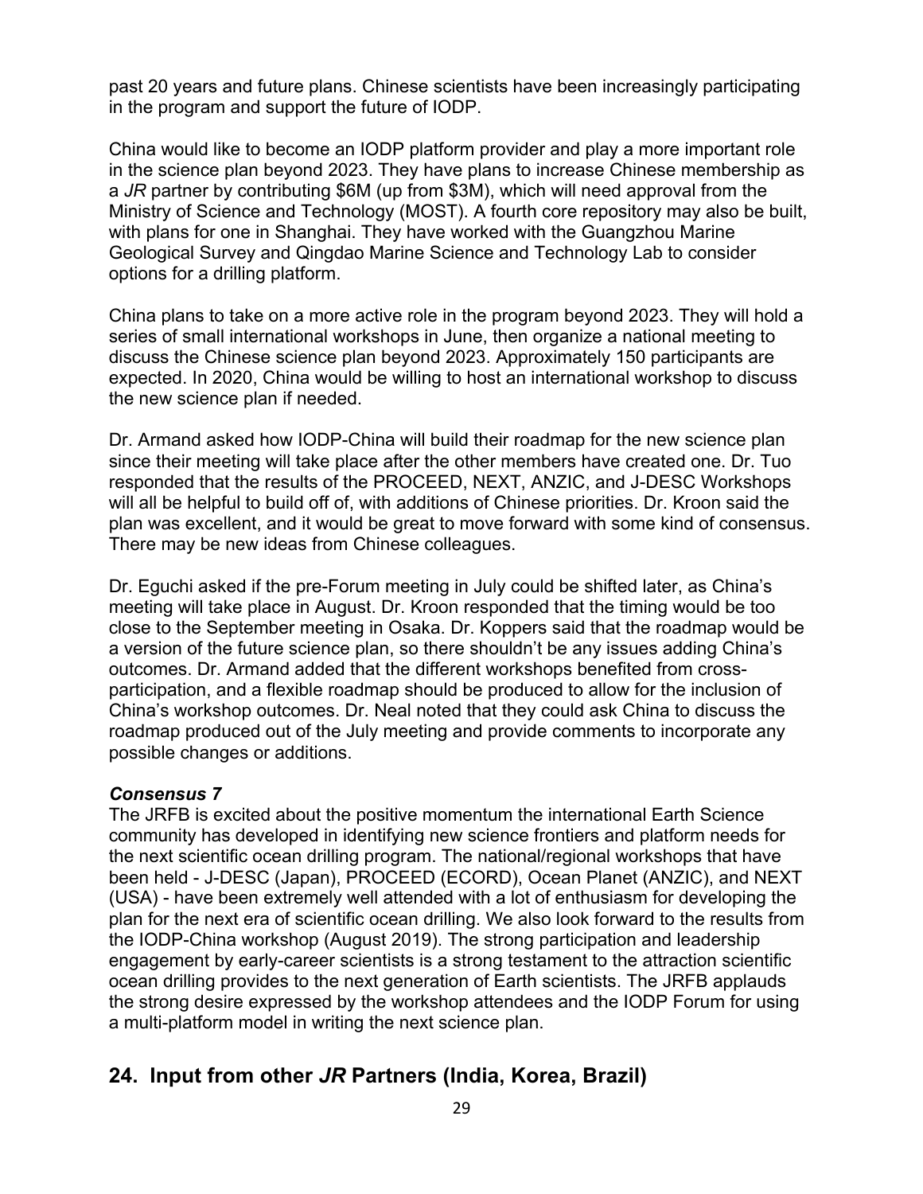past 20 years and future plans. Chinese scientists have been increasingly participating in the program and support the future of IODP.

China would like to become an IODP platform provider and play a more important role in the science plan beyond 2023. They have plans to increase Chinese membership as a *JR* partner by contributing $6M (up from $3M), which will need approval from the Ministry of Science and Technology (MOST). A fourth core repository may also be built, with plans for one in Shanghai. They have worked with the Guangzhou Marine Geological Survey and Qingdao Marine Science and Technology Lab to consider options for a drilling platform.

China plans to take on a more active role in the program beyond 2023. They will hold a series of small international workshops in June, then organize a national meeting to discuss the Chinese science plan beyond 2023. Approximately 150 participants are expected. In 2020, China would be willing to host an international workshop to discuss the new science plan if needed.

Dr. Armand asked how IODP-China will build their roadmap for the new science plan since their meeting will take place after the other members have created one. Dr. Tuo responded that the results of the PROCEED, NEXT, ANZIC, and J-DESC Workshops will all be helpful to build off of, with additions of Chinese priorities. Dr. Kroon said the plan was excellent, and it would be great to move forward with some kind of consensus. There may be new ideas from Chinese colleagues.

Dr. Eguchi asked if the pre-Forum meeting in July could be shifted later, as China's meeting will take place in August. Dr. Kroon responded that the timing would be too close to the September meeting in Osaka. Dr. Koppers said that the roadmap would be a version of the future science plan, so there shouldn't be any issues adding China's outcomes. Dr. Armand added that the different workshops benefited from cross-participation, and a flexible roadmap should be produced to allow for the inclusion of China's workshop outcomes. Dr. Neal noted that they could ask China to discuss the roadmap produced out of the July meeting and provide comments to incorporate any possible changes or additions.

***Consensus 7***

The JRFB is excited about the positive momentum the international Earth Science community has developed in identifying new science frontiers and platform needs for the next scientific ocean drilling program. The national/regional workshops that have been held - J-DESC (Japan), PROCEED (ECORD), Ocean Planet (ANZIC), and NEXT (USA) - have been extremely well attended with a lot of enthusiasm for developing the plan for the next era of scientific ocean drilling. We also look forward to the results from the IODP-China workshop (August 2019). The strong participation and leadership engagement by early-career scientists is a strong testament to the attraction scientific ocean drilling provides to the next generation of Earth scientists. The JRFB applauds the strong desire expressed by the workshop attendees and the IODP Forum for using a multi-platform model in writing the next science plan.

## 24. Input from other *JR* Partners (India, Korea, Brazil)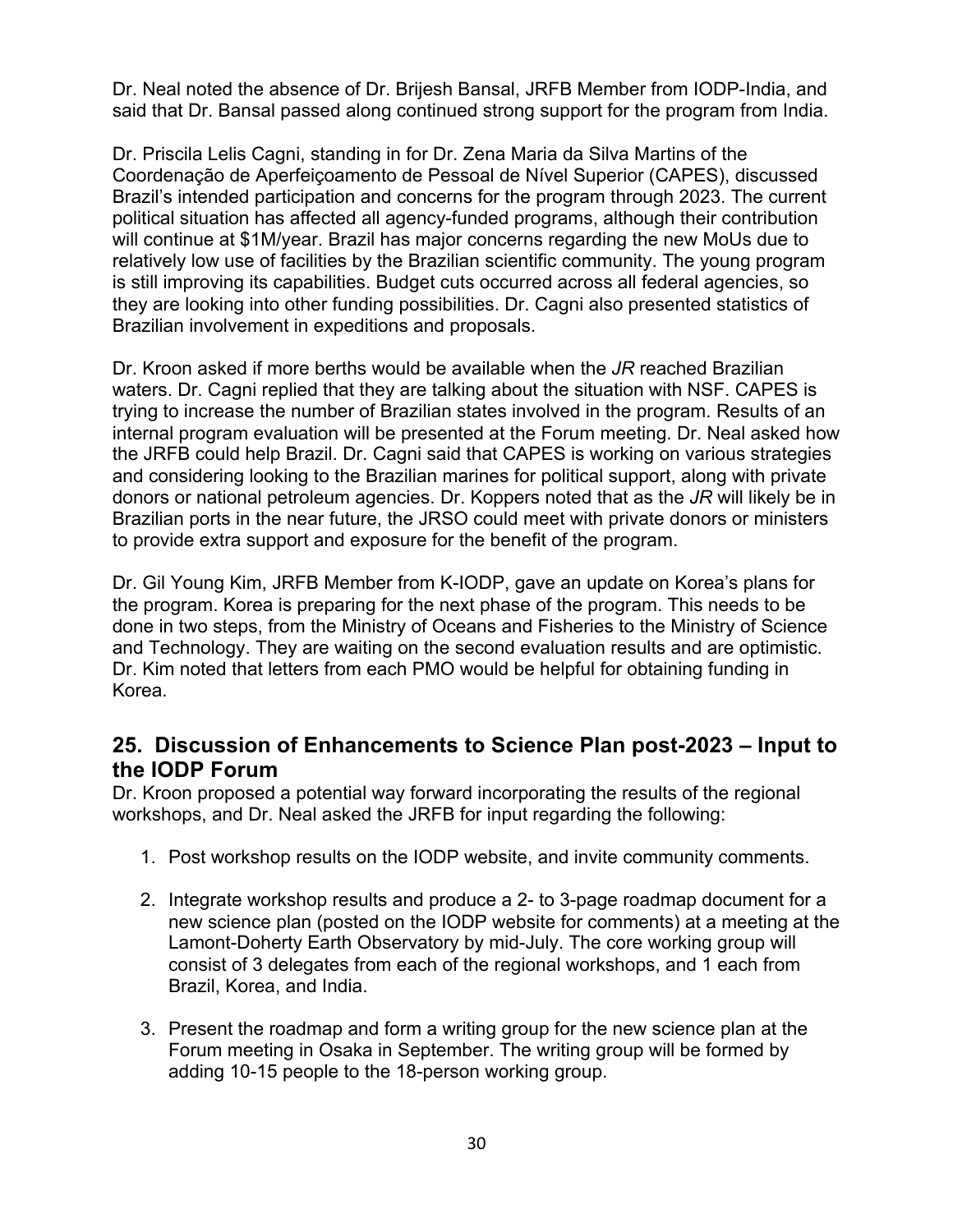Dr. Neal noted the absence of Dr. Brijesh Bansal, JRFB Member from IODP-India, and said that Dr. Bansal passed along continued strong support for the program from India.

Dr. Priscila Lelis Cagni, standing in for Dr. Zena Maria da Silva Martins of the Coordenação de Aperfeiçoamento de Pessoal de Nível Superior (CAPES), discussed Brazil's intended participation and concerns for the program through 2023. The current political situation has affected all agency-funded programs, although their contribution will continue at $1M/year. Brazil has major concerns regarding the new MoUs due to relatively low use of facilities by the Brazilian scientific community. The young program is still improving its capabilities. Budget cuts occurred across all federal agencies, so they are looking into other funding possibilities. Dr. Cagni also presented statistics of Brazilian involvement in expeditions and proposals.

Dr. Kroon asked if more berths would be available when the *JR* reached Brazilian waters. Dr. Cagni replied that they are talking about the situation with NSF. CAPES is trying to increase the number of Brazilian states involved in the program. Results of an internal program evaluation will be presented at the Forum meeting. Dr. Neal asked how the JRFB could help Brazil. Dr. Cagni said that CAPES is working on various strategies and considering looking to the Brazilian marines for political support, along with private donors or national petroleum agencies. Dr. Koppers noted that as the *JR* will likely be in Brazilian ports in the near future, the JRSO could meet with private donors or ministers to provide extra support and exposure for the benefit of the program.

Dr. Gil Young Kim, JRFB Member from K-IODP, gave an update on Korea's plans for the program. Korea is preparing for the next phase of the program. This needs to be done in two steps, from the Ministry of Oceans and Fisheries to the Ministry of Science and Technology. They are waiting on the second evaluation results and are optimistic. Dr. Kim noted that letters from each PMO would be helpful for obtaining funding in Korea.

## 25. Discussion of Enhancements to Science Plan post-2023 – Input to the IODP Forum

Dr. Kroon proposed a potential way forward incorporating the results of the regional workshops, and Dr. Neal asked the JRFB for input regarding the following:

1. Post workshop results on the IODP website, and invite community comments.
2. Integrate workshop results and produce a 2- to 3-page roadmap document for a new science plan (posted on the IODP website for comments) at a meeting at the Lamont-Doherty Earth Observatory by mid-July. The core working group will consist of 3 delegates from each of the regional workshops, and 1 each from Brazil, Korea, and India.
3. Present the roadmap and form a writing group for the new science plan at the Forum meeting in Osaka in September. The writing group will be formed by adding 10-15 people to the 18-person working group.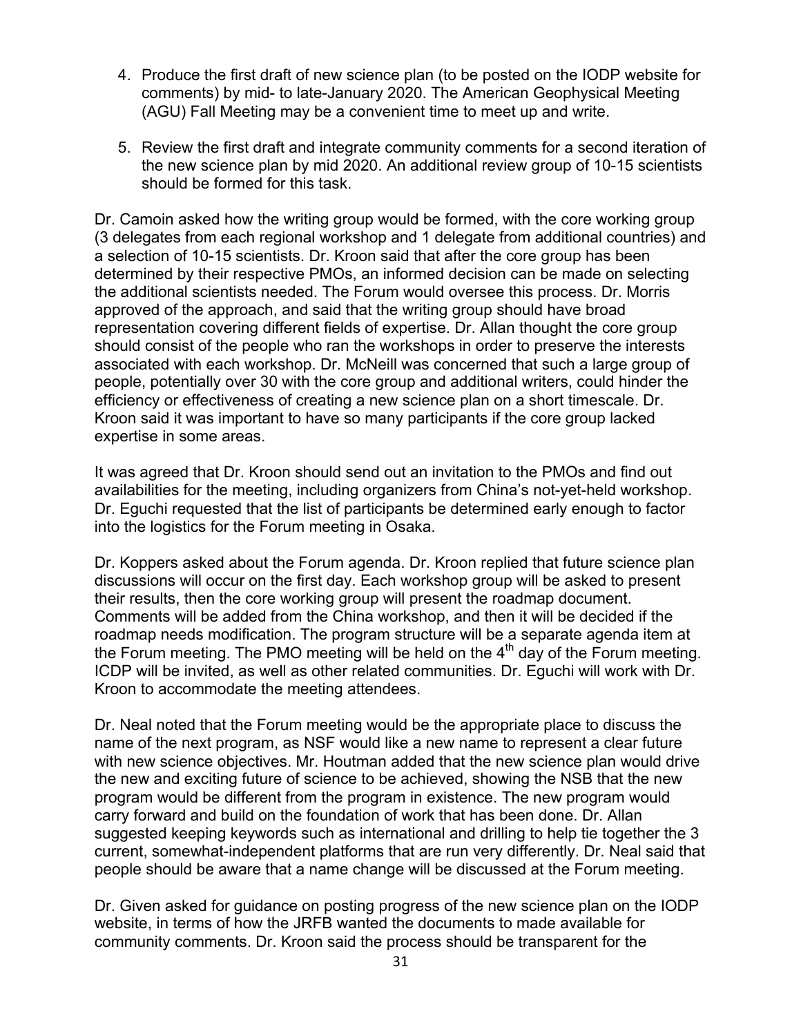4. Produce the first draft of new science plan (to be posted on the IODP website for comments) by mid- to late-January 2020. The American Geophysical Meeting (AGU) Fall Meeting may be a convenient time to meet up and write.

5. Review the first draft and integrate community comments for a second iteration of the new science plan by mid 2020. An additional review group of 10-15 scientists should be formed for this task.

Dr. Camoin asked how the writing group would be formed, with the core working group (3 delegates from each regional workshop and 1 delegate from additional countries) and a selection of 10-15 scientists. Dr. Kroon said that after the core group has been determined by their respective PMOs, an informed decision can be made on selecting the additional scientists needed. The Forum would oversee this process. Dr. Morris approved of the approach, and said that the writing group should have broad representation covering different fields of expertise. Dr. Allan thought the core group should consist of the people who ran the workshops in order to preserve the interests associated with each workshop. Dr. McNeill was concerned that such a large group of people, potentially over 30 with the core group and additional writers, could hinder the efficiency or effectiveness of creating a new science plan on a short timescale. Dr. Kroon said it was important to have so many participants if the core group lacked expertise in some areas.

It was agreed that Dr. Kroon should send out an invitation to the PMOs and find out availabilities for the meeting, including organizers from China's not-yet-held workshop. Dr. Eguchi requested that the list of participants be determined early enough to factor into the logistics for the Forum meeting in Osaka.

Dr. Koppers asked about the Forum agenda. Dr. Kroon replied that future science plan discussions will occur on the first day. Each workshop group will be asked to present their results, then the core working group will present the roadmap document. Comments will be added from the China workshop, and then it will be decided if the roadmap needs modification. The program structure will be a separate agenda item at the Forum meeting. The PMO meeting will be held on the 4th day of the Forum meeting. ICDP will be invited, as well as other related communities. Dr. Eguchi will work with Dr. Kroon to accommodate the meeting attendees.

Dr. Neal noted that the Forum meeting would be the appropriate place to discuss the name of the next program, as NSF would like a new name to represent a clear future with new science objectives. Mr. Houtman added that the new science plan would drive the new and exciting future of science to be achieved, showing the NSB that the new program would be different from the program in existence. The new program would carry forward and build on the foundation of work that has been done. Dr. Allan suggested keeping keywords such as international and drilling to help tie together the 3 current, somewhat-independent platforms that are run very differently. Dr. Neal said that people should be aware that a name change will be discussed at the Forum meeting.

Dr. Given asked for guidance on posting progress of the new science plan on the IODP website, in terms of how the JRFB wanted the documents to made available for community comments. Dr. Kroon said the process should be transparent for the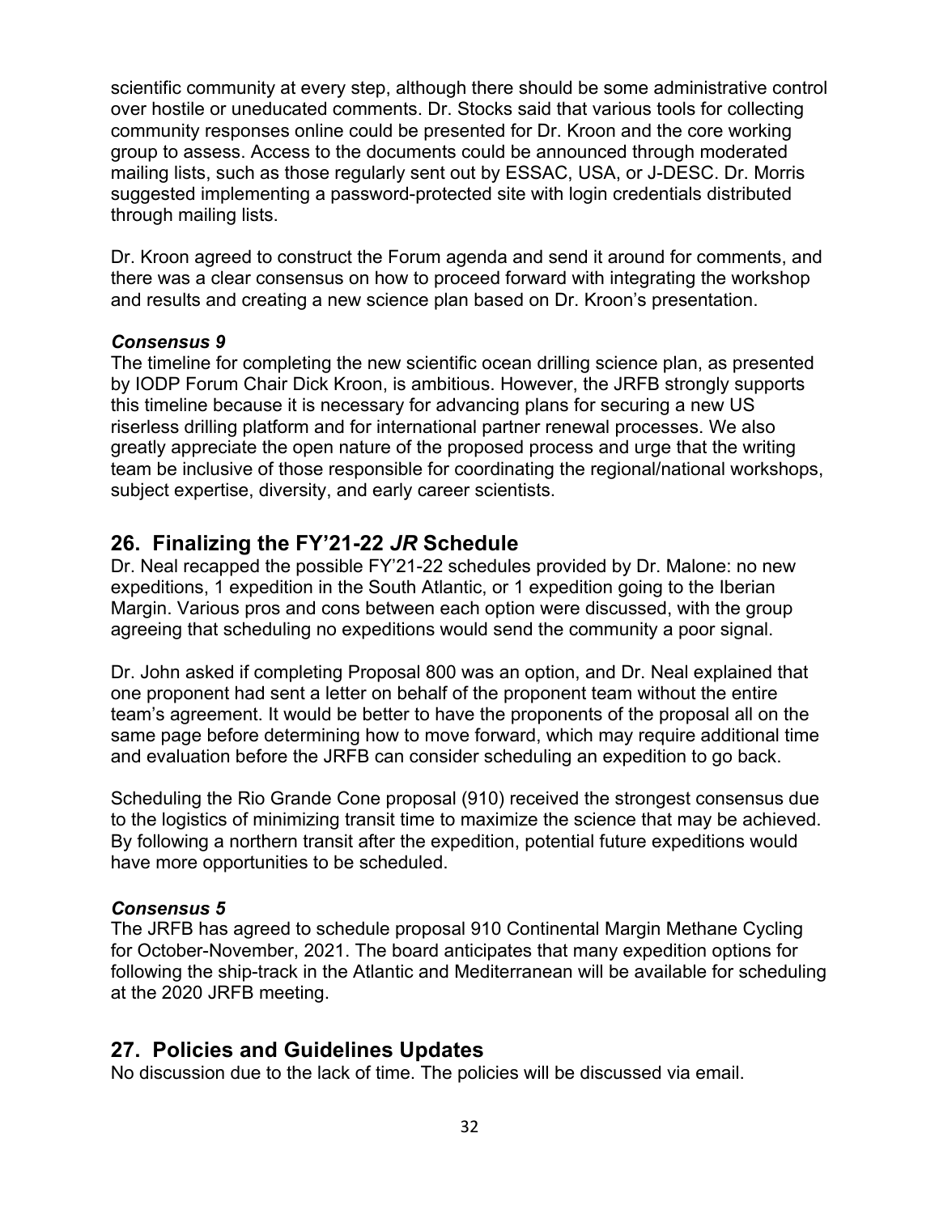scientific community at every step, although there should be some administrative control over hostile or uneducated comments. Dr. Stocks said that various tools for collecting community responses online could be presented for Dr. Kroon and the core working group to assess. Access to the documents could be announced through moderated mailing lists, such as those regularly sent out by ESSAC, USA, or J-DESC. Dr. Morris suggested implementing a password-protected site with login credentials distributed through mailing lists.

Dr. Kroon agreed to construct the Forum agenda and send it around for comments, and there was a clear consensus on how to proceed forward with integrating the workshop and results and creating a new science plan based on Dr. Kroon's presentation.

***Consensus 9***
The timeline for completing the new scientific ocean drilling science plan, as presented by IODP Forum Chair Dick Kroon, is ambitious. However, the JRFB strongly supports this timeline because it is necessary for advancing plans for securing a new US riserless drilling platform and for international partner renewal processes. We also greatly appreciate the open nature of the proposed process and urge that the writing team be inclusive of those responsible for coordinating the regional/national workshops, subject expertise, diversity, and early career scientists.

## 26. Finalizing the FY'21-22 *JR* Schedule

Dr. Neal recapped the possible FY'21-22 schedules provided by Dr. Malone: no new expeditions, 1 expedition in the South Atlantic, or 1 expedition going to the Iberian Margin. Various pros and cons between each option were discussed, with the group agreeing that scheduling no expeditions would send the community a poor signal.

Dr. John asked if completing Proposal 800 was an option, and Dr. Neal explained that one proponent had sent a letter on behalf of the proponent team without the entire team's agreement. It would be better to have the proponents of the proposal all on the same page before determining how to move forward, which may require additional time and evaluation before the JRFB can consider scheduling an expedition to go back.

Scheduling the Rio Grande Cone proposal (910) received the strongest consensus due to the logistics of minimizing transit time to maximize the science that may be achieved. By following a northern transit after the expedition, potential future expeditions would have more opportunities to be scheduled.

***Consensus 5***
The JRFB has agreed to schedule proposal 910 Continental Margin Methane Cycling for October-November, 2021. The board anticipates that many expedition options for following the ship-track in the Atlantic and Mediterranean will be available for scheduling at the 2020 JRFB meeting.

## 27. Policies and Guidelines Updates

No discussion due to the lack of time. The policies will be discussed via email.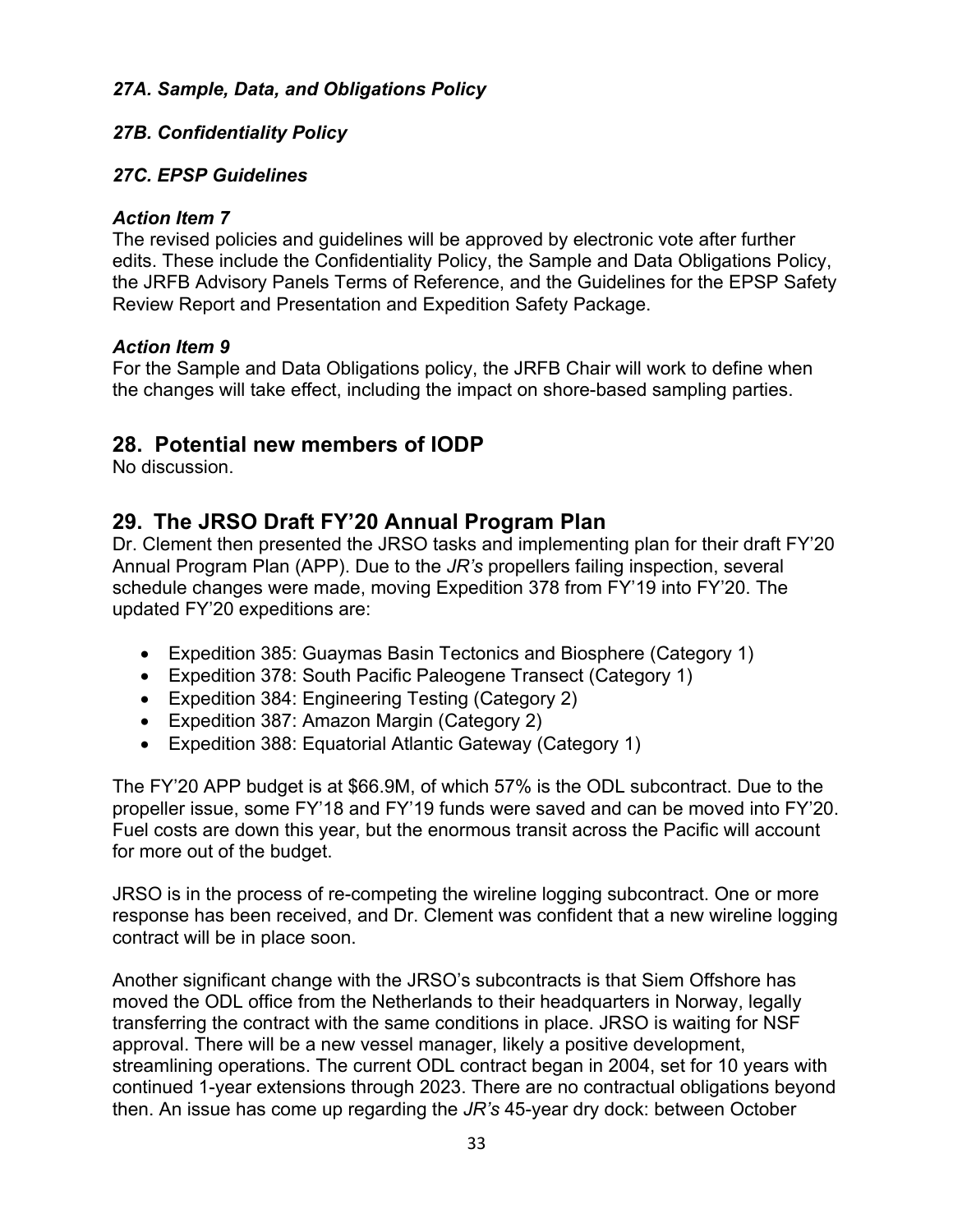### *27A. Sample, Data, and Obligations Policy*

### *27B. Confidentiality Policy*

### *27C. EPSP Guidelines*

#### *Action Item 7*

The revised policies and guidelines will be approved by electronic vote after further edits. These include the Confidentiality Policy, the Sample and Data Obligations Policy, the JRFB Advisory Panels Terms of Reference, and the Guidelines for the EPSP Safety Review Report and Presentation and Expedition Safety Package.

#### *Action Item 9*

For the Sample and Data Obligations policy, the JRFB Chair will work to define when the changes will take effect, including the impact on shore-based sampling parties.

## 28. Potential new members of IODP

No discussion.

## 29. The JRSO Draft FY'20 Annual Program Plan

Dr. Clement then presented the JRSO tasks and implementing plan for their draft FY'20 Annual Program Plan (APP). Due to the *JR's* propellers failing inspection, several schedule changes were made, moving Expedition 378 from FY'19 into FY'20. The updated FY'20 expeditions are:

- Expedition 385: Guaymas Basin Tectonics and Biosphere (Category 1)
- Expedition 378: South Pacific Paleogene Transect (Category 1)
- Expedition 384: Engineering Testing (Category 2)
- Expedition 387: Amazon Margin (Category 2)
- Expedition 388: Equatorial Atlantic Gateway (Category 1)

The FY'20 APP budget is at \$66.9M, of which 57% is the ODL subcontract. Due to the propeller issue, some FY'18 and FY'19 funds were saved and can be moved into FY'20. Fuel costs are down this year, but the enormous transit across the Pacific will account for more out of the budget.

JRSO is in the process of re-competing the wireline logging subcontract. One or more response has been received, and Dr. Clement was confident that a new wireline logging contract will be in place soon.

Another significant change with the JRSO's subcontracts is that Siem Offshore has moved the ODL office from the Netherlands to their headquarters in Norway, legally transferring the contract with the same conditions in place. JRSO is waiting for NSF approval. There will be a new vessel manager, likely a positive development, streamlining operations. The current ODL contract began in 2004, set for 10 years with continued 1-year extensions through 2023. There are no contractual obligations beyond then. An issue has come up regarding the *JR's* 45-year dry dock: between October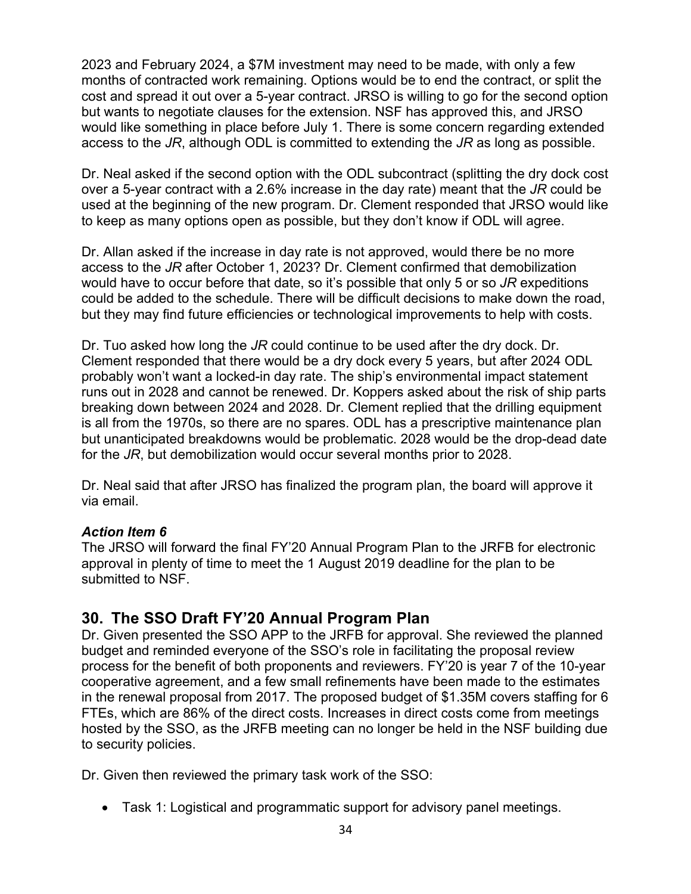2023 and February 2024, a $7M investment may need to be made, with only a few months of contracted work remaining. Options would be to end the contract, or split the cost and spread it out over a 5-year contract. JRSO is willing to go for the second option but wants to negotiate clauses for the extension. NSF has approved this, and JRSO would like something in place before July 1. There is some concern regarding extended access to the *JR*, although ODL is committed to extending the *JR* as long as possible.

Dr. Neal asked if the second option with the ODL subcontract (splitting the dry dock cost over a 5-year contract with a 2.6% increase in the day rate) meant that the *JR* could be used at the beginning of the new program. Dr. Clement responded that JRSO would like to keep as many options open as possible, but they don't know if ODL will agree.

Dr. Allan asked if the increase in day rate is not approved, would there be no more access to the *JR* after October 1, 2023? Dr. Clement confirmed that demobilization would have to occur before that date, so it's possible that only 5 or so *JR* expeditions could be added to the schedule. There will be difficult decisions to make down the road, but they may find future efficiencies or technological improvements to help with costs.

Dr. Tuo asked how long the *JR* could continue to be used after the dry dock. Dr. Clement responded that there would be a dry dock every 5 years, but after 2024 ODL probably won't want a locked-in day rate. The ship's environmental impact statement runs out in 2028 and cannot be renewed. Dr. Koppers asked about the risk of ship parts breaking down between 2024 and 2028. Dr. Clement replied that the drilling equipment is all from the 1970s, so there are no spares. ODL has a prescriptive maintenance plan but unanticipated breakdowns would be problematic. 2028 would be the drop-dead date for the *JR*, but demobilization would occur several months prior to 2028.

Dr. Neal said that after JRSO has finalized the program plan, the board will approve it via email.

***Action Item 6***
The JRSO will forward the final FY'20 Annual Program Plan to the JRFB for electronic approval in plenty of time to meet the 1 August 2019 deadline for the plan to be submitted to NSF.

## 30. The SSO Draft FY'20 Annual Program Plan

Dr. Given presented the SSO APP to the JRFB for approval. She reviewed the planned budget and reminded everyone of the SSO's role in facilitating the proposal review process for the benefit of both proponents and reviewers. FY'20 is year 7 of the 10-year cooperative agreement, and a few small refinements have been made to the estimates in the renewal proposal from 2017. The proposed budget of $1.35M covers staffing for 6 FTEs, which are 86% of the direct costs. Increases in direct costs come from meetings hosted by the SSO, as the JRFB meeting can no longer be held in the NSF building due to security policies.

Dr. Given then reviewed the primary task work of the SSO:

- Task 1: Logistical and programmatic support for advisory panel meetings.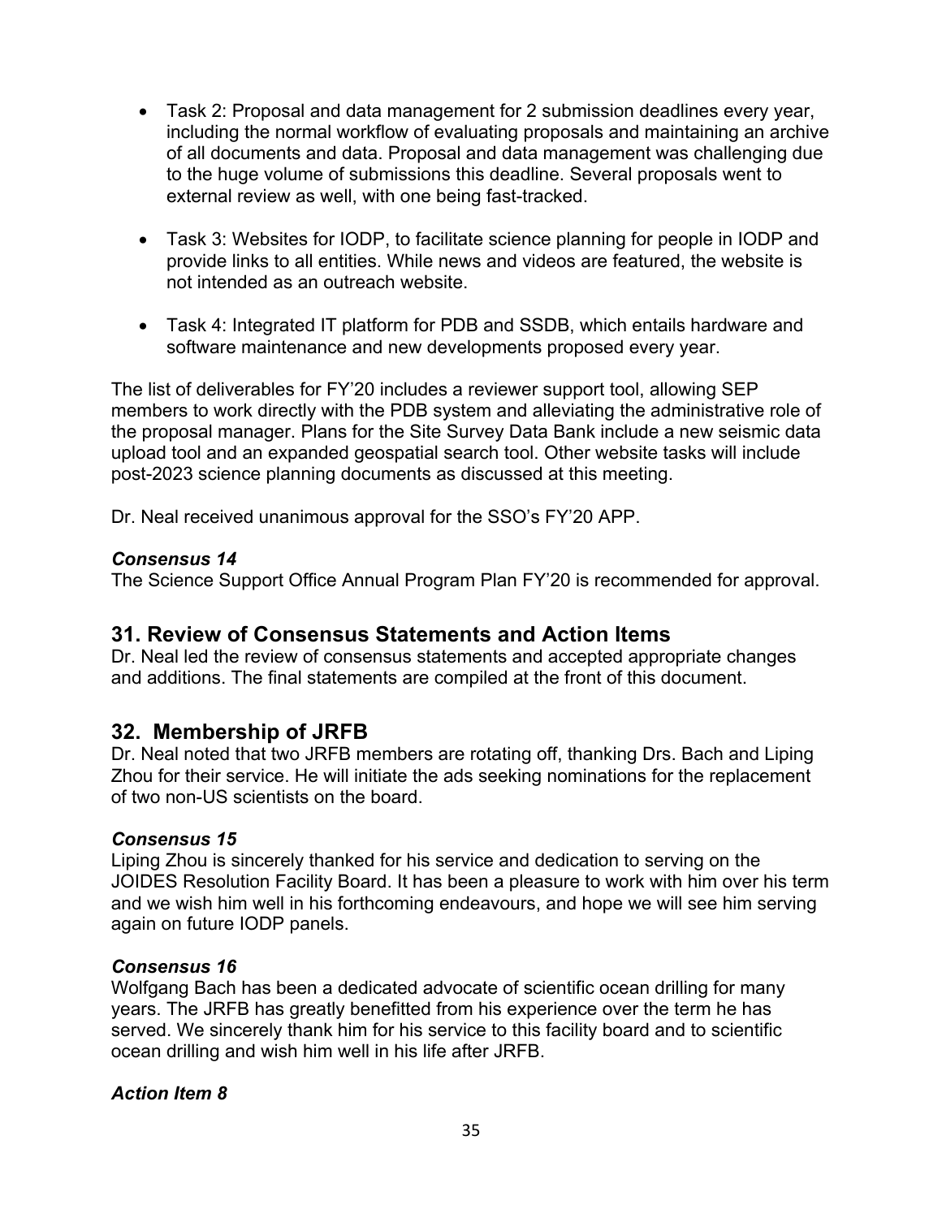- Task 2: Proposal and data management for 2 submission deadlines every year, including the normal workflow of evaluating proposals and maintaining an archive of all documents and data. Proposal and data management was challenging due to the huge volume of submissions this deadline. Several proposals went to external review as well, with one being fast-tracked.

- Task 3: Websites for IODP, to facilitate science planning for people in IODP and provide links to all entities. While news and videos are featured, the website is not intended as an outreach website.

- Task 4: Integrated IT platform for PDB and SSDB, which entails hardware and software maintenance and new developments proposed every year.

The list of deliverables for FY'20 includes a reviewer support tool, allowing SEP members to work directly with the PDB system and alleviating the administrative role of the proposal manager. Plans for the Site Survey Data Bank include a new seismic data upload tool and an expanded geospatial search tool. Other website tasks will include post-2023 science planning documents as discussed at this meeting.

Dr. Neal received unanimous approval for the SSO's FY'20 APP.

### *Consensus 14*

The Science Support Office Annual Program Plan FY'20 is recommended for approval.

## 31. Review of Consensus Statements and Action Items

Dr. Neal led the review of consensus statements and accepted appropriate changes and additions. The final statements are compiled at the front of this document.

## 32. Membership of JRFB

Dr. Neal noted that two JRFB members are rotating off, thanking Drs. Bach and Liping Zhou for their service. He will initiate the ads seeking nominations for the replacement of two non-US scientists on the board.

### *Consensus 15*

Liping Zhou is sincerely thanked for his service and dedication to serving on the JOIDES Resolution Facility Board. It has been a pleasure to work with him over his term and we wish him well in his forthcoming endeavours, and hope we will see him serving again on future IODP panels.

### *Consensus 16*

Wolfgang Bach has been a dedicated advocate of scientific ocean drilling for many years. The JRFB has greatly benefitted from his experience over the term he has served. We sincerely thank him for his service to this facility board and to scientific ocean drilling and wish him well in his life after JRFB.

### *Action Item 8*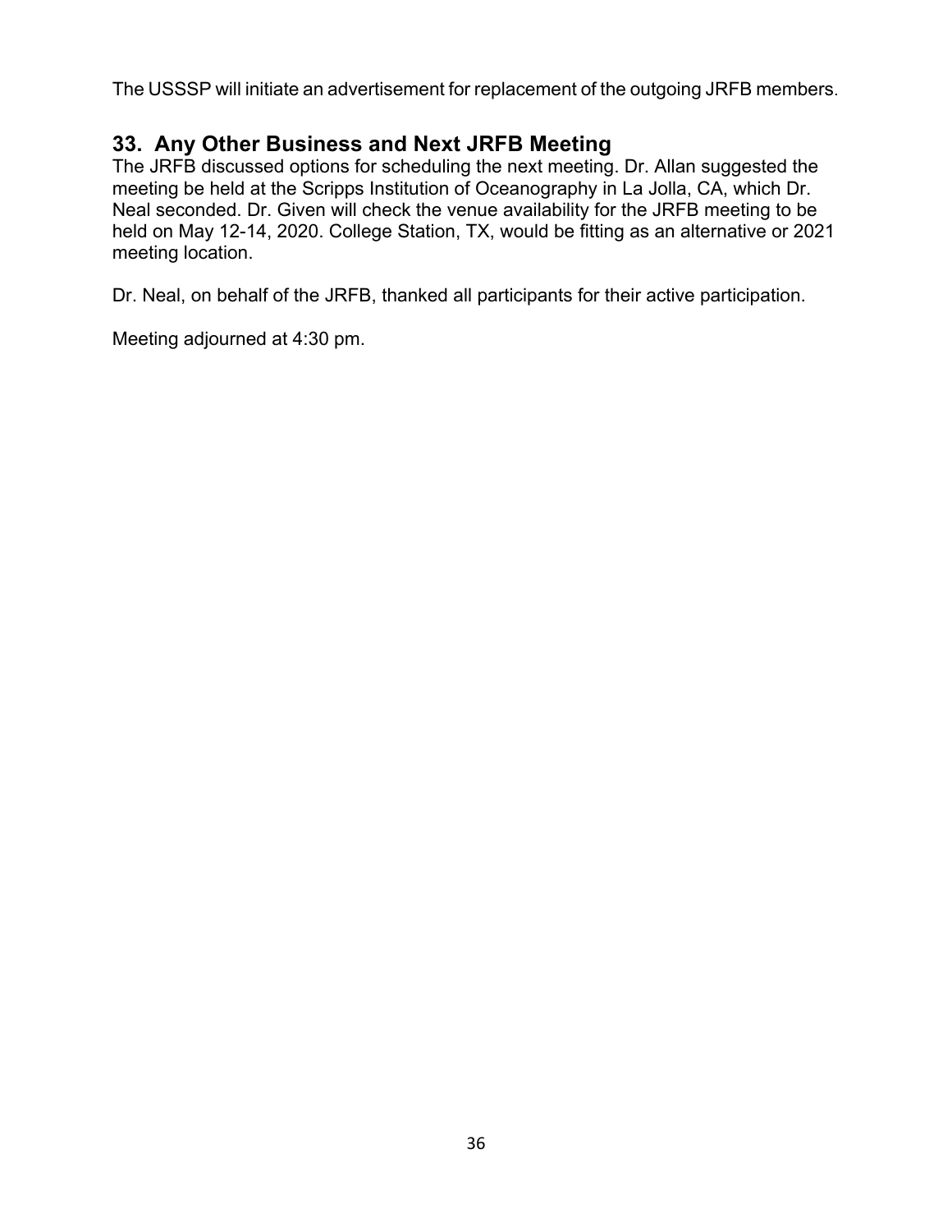The USSSP will initiate an advertisement for replacement of the outgoing JRFB members.

## 33. Any Other Business and Next JRFB Meeting

The JRFB discussed options for scheduling the next meeting. Dr. Allan suggested the meeting be held at the Scripps Institution of Oceanography in La Jolla, CA, which Dr. Neal seconded. Dr. Given will check the venue availability for the JRFB meeting to be held on May 12-14, 2020. College Station, TX, would be fitting as an alternative or 2021 meeting location.

Dr. Neal, on behalf of the JRFB, thanked all participants for their active participation.

Meeting adjourned at 4:30 pm.